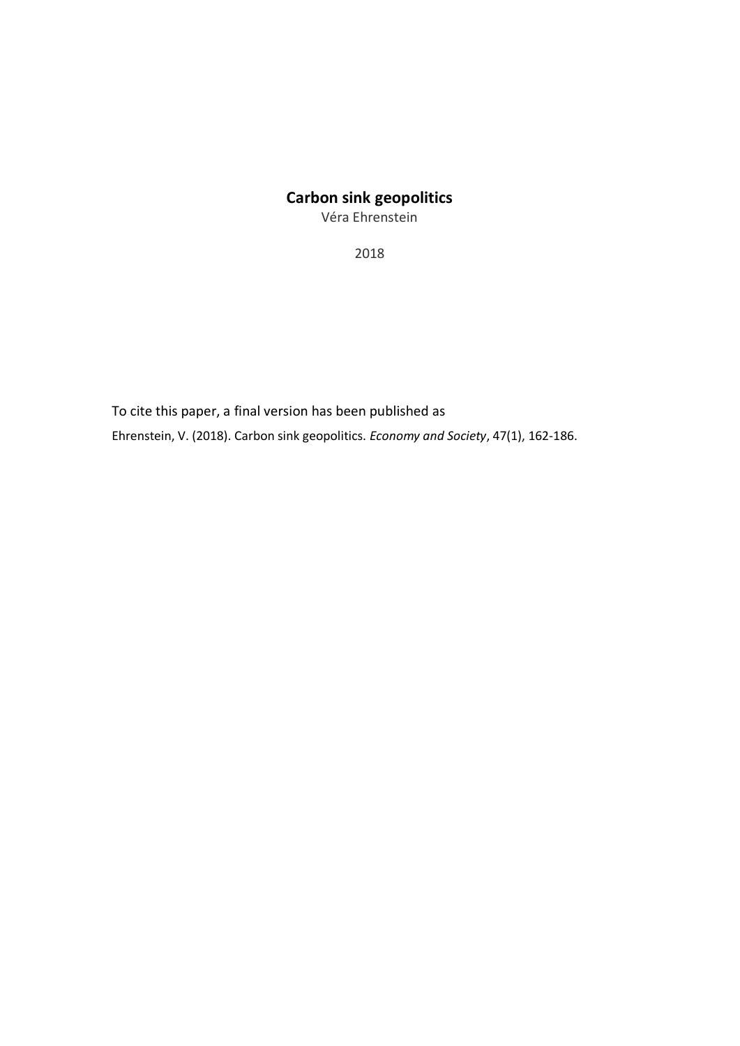# Carbon sink geopolitics

Véra Ehrenstein

2018

To cite this paper, a final version has been published as

Ehrenstein, V. (2018). Carbon sink geopolitics. *Economy and Society*, 47(1), 162-186.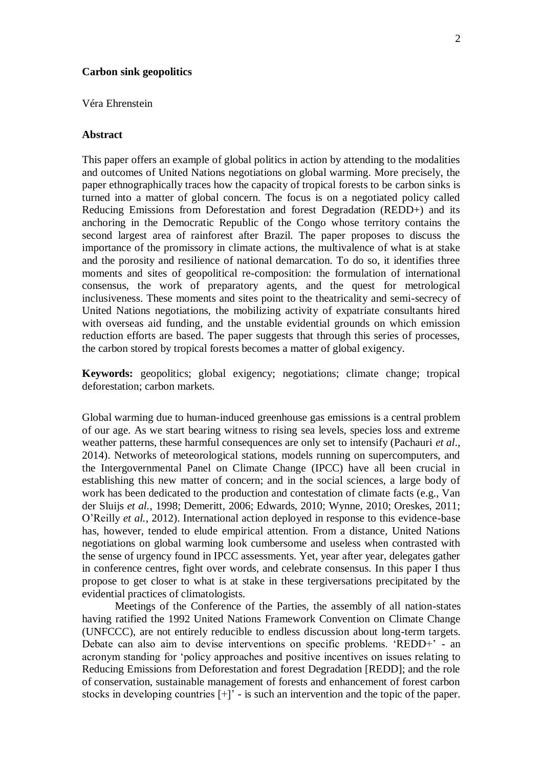**Carbon sink geopolitics**

Véra Ehrenstein

**Abstract**

This paper offers an example of global politics in action by attending to the modalities and outcomes of United Nations negotiations on global warming. More precisely, the paper ethnographically traces how the capacity of tropical forests to be carbon sinks is turned into a matter of global concern. The focus is on a negotiated policy called Reducing Emissions from Deforestation and forest Degradation (REDD+) and its anchoring in the Democratic Republic of the Congo whose territory contains the second largest area of rainforest after Brazil. The paper proposes to discuss the importance of the promissory in climate actions, the multivalence of what is at stake and the porosity and resilience of national demarcation. To do so, it identifies three moments and sites of geopolitical re-composition: the formulation of international consensus, the work of preparatory agents, and the quest for metrological inclusiveness. These moments and sites point to the theatricality and semi-secrecy of United Nations negotiations, the mobilizing activity of expatriate consultants hired with overseas aid funding, and the unstable evidential grounds on which emission reduction efforts are based. The paper suggests that through this series of processes, the carbon stored by tropical forests becomes a matter of global exigency.

**Keywords:** geopolitics; global exigency; negotiations; climate change; tropical deforestation; carbon markets.

Global warming due to human-induced greenhouse gas emissions is a central problem of our age. As we start bearing witness to rising sea levels, species loss and extreme weather patterns, these harmful consequences are only set to intensify (Pachauri *et al.*, 2014). Networks of meteorological stations, models running on supercomputers, and the Intergovernmental Panel on Climate Change (IPCC) have all been crucial in establishing this new matter of concern; and in the social sciences, a large body of work has been dedicated to the production and contestation of climate facts (e.g., Van der Sluijs *et al.*, 1998; Demeritt, 2006; Edwards, 2010; Wynne, 2010; Oreskes, 2011; O'Reilly *et al.*, 2012). International action deployed in response to this evidence-base has, however, tended to elude empirical attention. From a distance, United Nations negotiations on global warming look cumbersome and useless when contrasted with the sense of urgency found in IPCC assessments. Yet, year after year, delegates gather in conference centres, fight over words, and celebrate consensus. In this paper I thus propose to get closer to what is at stake in these tergiversations precipitated by the evidential practices of climatologists.

Meetings of the Conference of the Parties, the assembly of all nation-states having ratified the 1992 United Nations Framework Convention on Climate Change (UNFCCC), are not entirely reducible to endless discussion about long-term targets. Debate can also aim to devise interventions on specific problems. 'REDD+' - an acronym standing for 'policy approaches and positive incentives on issues relating to Reducing Emissions from Deforestation and forest Degradation [REDD]; and the role of conservation, sustainable management of forests and enhancement of forest carbon stocks in developing countries [+]' - is such an intervention and the topic of the paper.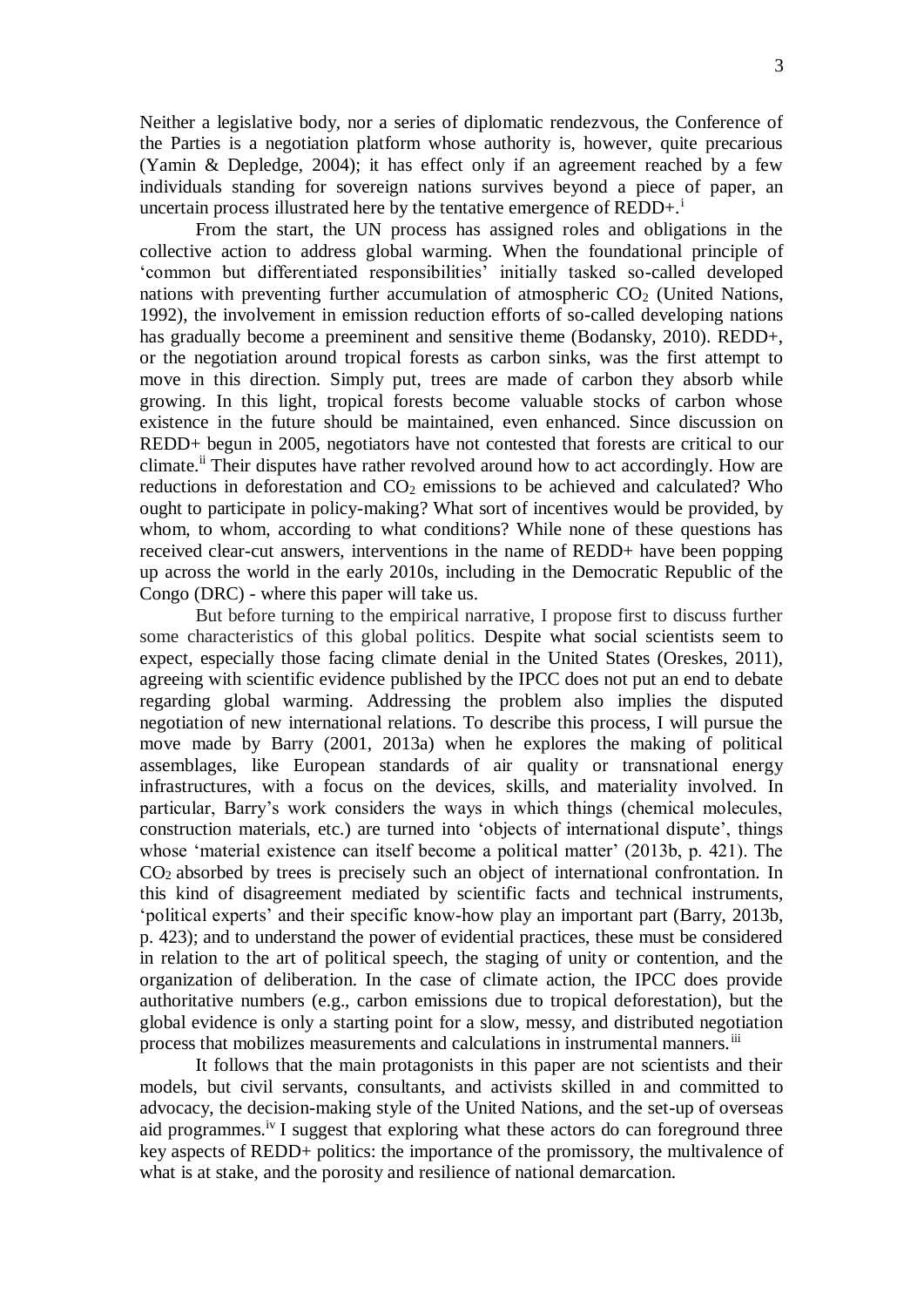Neither a legislative body, nor a series of diplomatic rendezvous, the Conference of the Parties is a negotiation platform whose authority is, however, quite precarious (Yamin & Depledge, 2004); it has effect only if an agreement reached by a few individuals standing for sovereign nations survives beyond a piece of paper, an uncertain process illustrated here by the tentative emergence of REDD+.[i]

From the start, the UN process has assigned roles and obligations in the collective action to address global warming. When the foundational principle of 'common but differentiated responsibilities' initially tasked so-called developed nations with preventing further accumulation of atmospheric $CO_2$ (United Nations, 1992), the involvement in emission reduction efforts of so-called developing nations has gradually become a preeminent and sensitive theme (Bodansky, 2010). REDD+, or the negotiation around tropical forests as carbon sinks, was the first attempt to move in this direction. Simply put, trees are made of carbon they absorb while growing. In this light, tropical forests become valuable stocks of carbon whose existence in the future should be maintained, even enhanced. Since discussion on REDD+ begun in 2005, negotiators have not contested that forests are critical to our climate.[ii] Their disputes have rather revolved around how to act accordingly. How are reductions in deforestation and $CO_2$ emissions to be achieved and calculated? Who ought to participate in policy-making? What sort of incentives would be provided, by whom, to whom, according to what conditions? While none of these questions has received clear-cut answers, interventions in the name of REDD+ have been popping up across the world in the early 2010s, including in the Democratic Republic of the Congo (DRC) - where this paper will take us.

But before turning to the empirical narrative, I propose first to discuss further some characteristics of this global politics. Despite what social scientists seem to expect, especially those facing climate denial in the United States (Oreskes, 2011), agreeing with scientific evidence published by the IPCC does not put an end to debate regarding global warming. Addressing the problem also implies the disputed negotiation of new international relations. To describe this process, I will pursue the move made by Barry (2001, 2013a) when he explores the making of political assemblages, like European standards of air quality or transnational energy infrastructures, with a focus on the devices, skills, and materiality involved. In particular, Barry's work considers the ways in which things (chemical molecules, construction materials, etc.) are turned into 'objects of international dispute', things whose 'material existence can itself become a political matter' (2013b, p. 421). The $CO_2$ absorbed by trees is precisely such an object of international confrontation. In this kind of disagreement mediated by scientific facts and technical instruments, 'political experts' and their specific know-how play an important part (Barry, 2013b, p. 423); and to understand the power of evidential practices, these must be considered in relation to the art of political speech, the staging of unity or contention, and the organization of deliberation. In the case of climate action, the IPCC does provide authoritative numbers (e.g., carbon emissions due to tropical deforestation), but the global evidence is only a starting point for a slow, messy, and distributed negotiation process that mobilizes measurements and calculations in instrumental manners.[iii]

It follows that the main protagonists in this paper are not scientists and their models, but civil servants, consultants, and activists skilled in and committed to advocacy, the decision-making style of the United Nations, and the set-up of overseas aid programmes.[iv] I suggest that exploring what these actors do can foreground three key aspects of REDD+ politics: the importance of the promissory, the multivalence of what is at stake, and the porosity and resilience of national demarcation.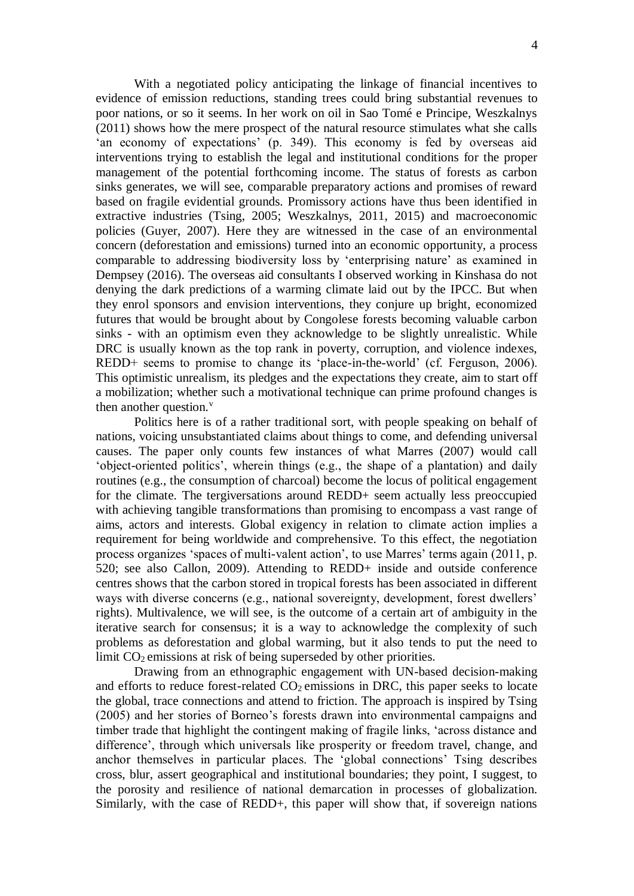With a negotiated policy anticipating the linkage of financial incentives to evidence of emission reductions, standing trees could bring substantial revenues to poor nations, or so it seems. In her work on oil in Sao Tomé e Principe, Weszkalnys (2011) shows how the mere prospect of the natural resource stimulates what she calls 'an economy of expectations' (p. 349). This economy is fed by overseas aid interventions trying to establish the legal and institutional conditions for the proper management of the potential forthcoming income. The status of forests as carbon sinks generates, we will see, comparable preparatory actions and promises of reward based on fragile evidential grounds. Promissory actions have thus been identified in extractive industries (Tsing, 2005; Weszkalnys, 2011, 2015) and macroeconomic policies (Guyer, 2007). Here they are witnessed in the case of an environmental concern (deforestation and emissions) turned into an economic opportunity, a process comparable to addressing biodiversity loss by 'enterprising nature' as examined in Dempsey (2016). The overseas aid consultants I observed working in Kinshasa do not denying the dark predictions of a warming climate laid out by the IPCC. But when they enrol sponsors and envision interventions, they conjure up bright, economized futures that would be brought about by Congolese forests becoming valuable carbon sinks - with an optimism even they acknowledge to be slightly unrealistic. While DRC is usually known as the top rank in poverty, corruption, and violence indexes, REDD+ seems to promise to change its 'place-in-the-world' (cf. Ferguson, 2006). This optimistic unrealism, its pledges and the expectations they create, aim to start off a mobilization; whether such a motivational technique can prime profound changes is then another question.[v]

Politics here is of a rather traditional sort, with people speaking on behalf of nations, voicing unsubstantiated claims about things to come, and defending universal causes. The paper only counts few instances of what Marres (2007) would call 'object-oriented politics', wherein things (e.g., the shape of a plantation) and daily routines (e.g., the consumption of charcoal) become the locus of political engagement for the climate. The tergiversations around REDD+ seem actually less preoccupied with achieving tangible transformations than promising to encompass a vast range of aims, actors and interests. Global exigency in relation to climate action implies a requirement for being worldwide and comprehensive. To this effect, the negotiation process organizes 'spaces of multi-valent action', to use Marres' terms again (2011, p. 520; see also Callon, 2009). Attending to REDD+ inside and outside conference centres shows that the carbon stored in tropical forests has been associated in different ways with diverse concerns (e.g., national sovereignty, development, forest dwellers' rights). Multivalence, we will see, is the outcome of a certain art of ambiguity in the iterative search for consensus; it is a way to acknowledge the complexity of such problems as deforestation and global warming, but it also tends to put the need to limit $CO_2$ emissions at risk of being superseded by other priorities.

Drawing from an ethnographic engagement with UN-based decision-making and efforts to reduce forest-related $CO_2$ emissions in DRC, this paper seeks to locate the global, trace connections and attend to friction. The approach is inspired by Tsing (2005) and her stories of Borneo's forests drawn into environmental campaigns and timber trade that highlight the contingent making of fragile links, 'across distance and difference', through which universals like prosperity or freedom travel, change, and anchor themselves in particular places. The 'global connections' Tsing describes cross, blur, assert geographical and institutional boundaries; they point, I suggest, to the porosity and resilience of national demarcation in processes of globalization. Similarly, with the case of REDD+, this paper will show that, if sovereign nations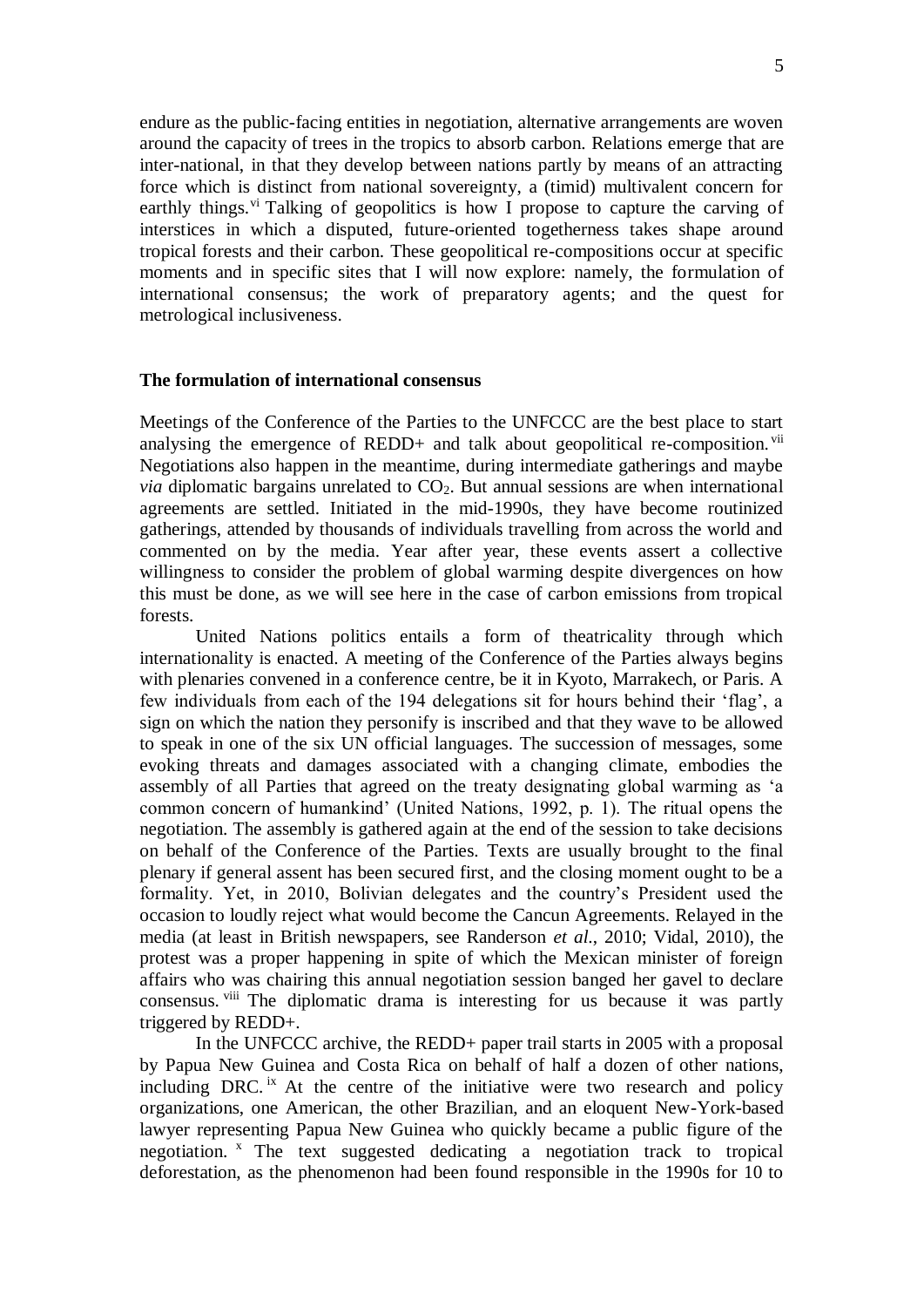endure as the public-facing entities in negotiation, alternative arrangements are woven around the capacity of trees in the tropics to absorb carbon. Relations emerge that are inter-national, in that they develop between nations partly by means of an attracting force which is distinct from national sovereignty, a (timid) multivalent concern for earthly things.[vi] Talking of geopolitics is how I propose to capture the carving of interstices in which a disputed, future-oriented togetherness takes shape around tropical forests and their carbon. These geopolitical re-compositions occur at specific moments and in specific sites that I will now explore: namely, the formulation of international consensus; the work of preparatory agents; and the quest for metrological inclusiveness.

## The formulation of international consensus

Meetings of the Conference of the Parties to the UNFCCC are the best place to start analysing the emergence of REDD+ and talk about geopolitical re-composition.[vii] Negotiations also happen in the meantime, during intermediate gatherings and maybe *via* diplomatic bargains unrelated to $CO_2$. But annual sessions are when international agreements are settled. Initiated in the mid-1990s, they have become routinized gatherings, attended by thousands of individuals travelling from across the world and commented on by the media. Year after year, these events assert a collective willingness to consider the problem of global warming despite divergences on how this must be done, as we will see here in the case of carbon emissions from tropical forests.

United Nations politics entails a form of theatricality through which internationality is enacted. A meeting of the Conference of the Parties always begins with plenaries convened in a conference centre, be it in Kyoto, Marrakech, or Paris. A few individuals from each of the 194 delegations sit for hours behind their 'flag', a sign on which the nation they personify is inscribed and that they wave to be allowed to speak in one of the six UN official languages. The succession of messages, some evoking threats and damages associated with a changing climate, embodies the assembly of all Parties that agreed on the treaty designating global warming as 'a common concern of humankind' (United Nations, 1992, p. 1). The ritual opens the negotiation. The assembly is gathered again at the end of the session to take decisions on behalf of the Conference of the Parties. Texts are usually brought to the final plenary if general assent has been secured first, and the closing moment ought to be a formality. Yet, in 2010, Bolivian delegates and the country's President used the occasion to loudly reject what would become the Cancun Agreements. Relayed in the media (at least in British newspapers, see Randerson *et al.*, 2010; Vidal, 2010), the protest was a proper happening in spite of which the Mexican minister of foreign affairs who was chairing this annual negotiation session banged her gavel to declare consensus.[viii] The diplomatic drama is interesting for us because it was partly triggered by REDD+.

In the UNFCCC archive, the REDD+ paper trail starts in 2005 with a proposal by Papua New Guinea and Costa Rica on behalf of half a dozen of other nations, including DRC.[ix] At the centre of the initiative were two research and policy organizations, one American, the other Brazilian, and an eloquent New-York-based lawyer representing Papua New Guinea who quickly became a public figure of the negotiation.[x] The text suggested dedicating a negotiation track to tropical deforestation, as the phenomenon had been found responsible in the 1990s for 10 to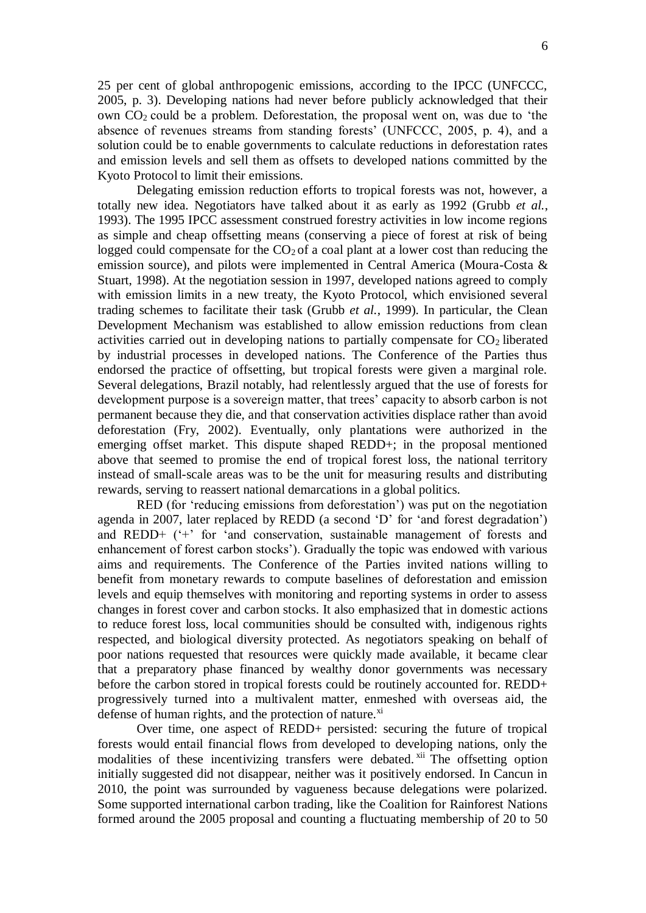25 per cent of global anthropogenic emissions, according to the IPCC (UNFCCC, 2005, p. 3). Developing nations had never before publicly acknowledged that their own $CO_2$ could be a problem. Deforestation, the proposal went on, was due to 'the absence of revenues streams from standing forests' (UNFCCC, 2005, p. 4), and a solution could be to enable governments to calculate reductions in deforestation rates and emission levels and sell them as offsets to developed nations committed by the Kyoto Protocol to limit their emissions.

Delegating emission reduction efforts to tropical forests was not, however, a totally new idea. Negotiators have talked about it as early as 1992 (Grubb *et al.*, 1993). The 1995 IPCC assessment construed forestry activities in low income regions as simple and cheap offsetting means (conserving a piece of forest at risk of being logged could compensate for the $CO_2$ of a coal plant at a lower cost than reducing the emission source), and pilots were implemented in Central America (Moura-Costa & Stuart, 1998). At the negotiation session in 1997, developed nations agreed to comply with emission limits in a new treaty, the Kyoto Protocol, which envisioned several trading schemes to facilitate their task (Grubb *et al.*, 1999). In particular, the Clean Development Mechanism was established to allow emission reductions from clean activities carried out in developing nations to partially compensate for $CO_2$ liberated by industrial processes in developed nations. The Conference of the Parties thus endorsed the practice of offsetting, but tropical forests were given a marginal role. Several delegations, Brazil notably, had relentlessly argued that the use of forests for development purpose is a sovereign matter, that trees' capacity to absorb carbon is not permanent because they die, and that conservation activities displace rather than avoid deforestation (Fry, 2002). Eventually, only plantations were authorized in the emerging offset market. This dispute shaped REDD+; in the proposal mentioned above that seemed to promise the end of tropical forest loss, the national territory instead of small-scale areas was to be the unit for measuring results and distributing rewards, serving to reassert national demarcations in a global politics.

RED (for 'reducing emissions from deforestation') was put on the negotiation agenda in 2007, later replaced by REDD (a second 'D' for 'and forest degradation') and REDD+ ('+' for 'and conservation, sustainable management of forests and enhancement of forest carbon stocks'). Gradually the topic was endowed with various aims and requirements. The Conference of the Parties invited nations willing to benefit from monetary rewards to compute baselines of deforestation and emission levels and equip themselves with monitoring and reporting systems in order to assess changes in forest cover and carbon stocks. It also emphasized that in domestic actions to reduce forest loss, local communities should be consulted with, indigenous rights respected, and biological diversity protected. As negotiators speaking on behalf of poor nations requested that resources were quickly made available, it became clear that a preparatory phase financed by wealthy donor governments was necessary before the carbon stored in tropical forests could be routinely accounted for. REDD+ progressively turned into a multivalent matter, enmeshed with overseas aid, the defense of human rights, and the protection of nature.[xi]

Over time, one aspect of REDD+ persisted: securing the future of tropical forests would entail financial flows from developed to developing nations, only the modalities of these incentivizing transfers were debated.[xii] The offsetting option initially suggested did not disappear, neither was it positively endorsed. In Cancun in 2010, the point was surrounded by vagueness because delegations were polarized. Some supported international carbon trading, like the Coalition for Rainforest Nations formed around the 2005 proposal and counting a fluctuating membership of 20 to 50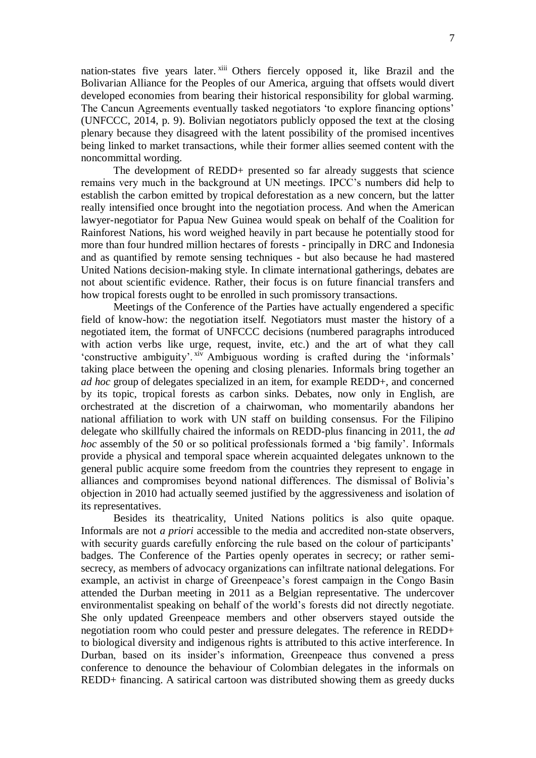nation-states five years later.[xiii] Others fiercely opposed it, like Brazil and the Bolivarian Alliance for the Peoples of our America, arguing that offsets would divert developed economies from bearing their historical responsibility for global warming. The Cancun Agreements eventually tasked negotiators 'to explore financing options' (UNFCCC, 2014, p. 9). Bolivian negotiators publicly opposed the text at the closing plenary because they disagreed with the latent possibility of the promised incentives being linked to market transactions, while their former allies seemed content with the noncommittal wording.

The development of REDD+ presented so far already suggests that science remains very much in the background at UN meetings. IPCC's numbers did help to establish the carbon emitted by tropical deforestation as a new concern, but the latter really intensified once brought into the negotiation process. And when the American lawyer-negotiator for Papua New Guinea would speak on behalf of the Coalition for Rainforest Nations, his word weighed heavily in part because he potentially stood for more than four hundred million hectares of forests - principally in DRC and Indonesia and as quantified by remote sensing techniques - but also because he had mastered United Nations decision-making style. In climate international gatherings, debates are not about scientific evidence. Rather, their focus is on future financial transfers and how tropical forests ought to be enrolled in such promissory transactions.

Meetings of the Conference of the Parties have actually engendered a specific field of know-how: the negotiation itself. Negotiators must master the history of a negotiated item, the format of UNFCCC decisions (numbered paragraphs introduced with action verbs like urge, request, invite, etc.) and the art of what they call 'constructive ambiguity'.[xiv] Ambiguous wording is crafted during the 'informals' taking place between the opening and closing plenaries. Informals bring together an *ad hoc* group of delegates specialized in an item, for example REDD+, and concerned by its topic, tropical forests as carbon sinks. Debates, now only in English, are orchestrated at the discretion of a chairwoman, who momentarily abandons her national affiliation to work with UN staff on building consensus. For the Filipino delegate who skillfully chaired the informals on REDD-plus financing in 2011, the *ad hoc* assembly of the 50 or so political professionals formed a 'big family'. Informals provide a physical and temporal space wherein acquainted delegates unknown to the general public acquire some freedom from the countries they represent to engage in alliances and compromises beyond national differences. The dismissal of Bolivia's objection in 2010 had actually seemed justified by the aggressiveness and isolation of its representatives.

Besides its theatricality, United Nations politics is also quite opaque. Informals are not *a priori* accessible to the media and accredited non-state observers, with security guards carefully enforcing the rule based on the colour of participants' badges. The Conference of the Parties openly operates in secrecy; or rather semi-secrecy, as members of advocacy organizations can infiltrate national delegations. For example, an activist in charge of Greenpeace's forest campaign in the Congo Basin attended the Durban meeting in 2011 as a Belgian representative. The undercover environmentalist speaking on behalf of the world's forests did not directly negotiate. She only updated Greenpeace members and other observers stayed outside the negotiation room who could pester and pressure delegates. The reference in REDD+ to biological diversity and indigenous rights is attributed to this active interference. In Durban, based on its insider's information, Greenpeace thus convened a press conference to denounce the behaviour of Colombian delegates in the informals on REDD+ financing. A satirical cartoon was distributed showing them as greedy ducks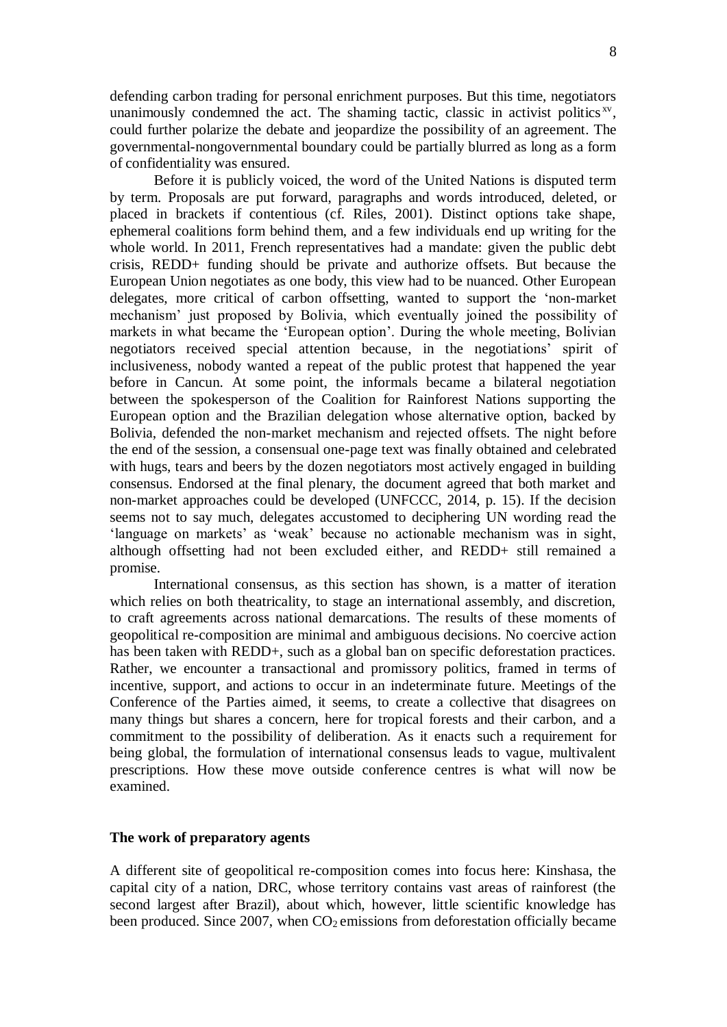defending carbon trading for personal enrichment purposes. But this time, negotiators unanimously condemned the act. The shaming tactic, classic in activist politics[xv], could further polarize the debate and jeopardize the possibility of an agreement. The governmental-nongovernmental boundary could be partially blurred as long as a form of confidentiality was ensured.

Before it is publicly voiced, the word of the United Nations is disputed term by term. Proposals are put forward, paragraphs and words introduced, deleted, or placed in brackets if contentious (cf. Riles, 2001). Distinct options take shape, ephemeral coalitions form behind them, and a few individuals end up writing for the whole world. In 2011, French representatives had a mandate: given the public debt crisis, REDD+ funding should be private and authorize offsets. But because the European Union negotiates as one body, this view had to be nuanced. Other European delegates, more critical of carbon offsetting, wanted to support the 'non-market mechanism' just proposed by Bolivia, which eventually joined the possibility of markets in what became the 'European option'. During the whole meeting, Bolivian negotiators received special attention because, in the negotiations' spirit of inclusiveness, nobody wanted a repeat of the public protest that happened the year before in Cancun. At some point, the informals became a bilateral negotiation between the spokesperson of the Coalition for Rainforest Nations supporting the European option and the Brazilian delegation whose alternative option, backed by Bolivia, defended the non-market mechanism and rejected offsets. The night before the end of the session, a consensual one-page text was finally obtained and celebrated with hugs, tears and beers by the dozen negotiators most actively engaged in building consensus. Endorsed at the final plenary, the document agreed that both market and non-market approaches could be developed (UNFCCC, 2014, p. 15). If the decision seems not to say much, delegates accustomed to deciphering UN wording read the 'language on markets' as 'weak' because no actionable mechanism was in sight, although offsetting had not been excluded either, and REDD+ still remained a promise.

International consensus, as this section has shown, is a matter of iteration which relies on both theatricality, to stage an international assembly, and discretion, to craft agreements across national demarcations. The results of these moments of geopolitical re-composition are minimal and ambiguous decisions. No coercive action has been taken with REDD+, such as a global ban on specific deforestation practices. Rather, we encounter a transactional and promissory politics, framed in terms of incentive, support, and actions to occur in an indeterminate future. Meetings of the Conference of the Parties aimed, it seems, to create a collective that disagrees on many things but shares a concern, here for tropical forests and their carbon, and a commitment to the possibility of deliberation. As it enacts such a requirement for being global, the formulation of international consensus leads to vague, multivalent prescriptions. How these move outside conference centres is what will now be examined.

**The work of preparatory agents**

A different site of geopolitical re-composition comes into focus here: Kinshasa, the capital city of a nation, DRC, whose territory contains vast areas of rainforest (the second largest after Brazil), about which, however, little scientific knowledge has been produced. Since 2007, when $CO_2$ emissions from deforestation officially became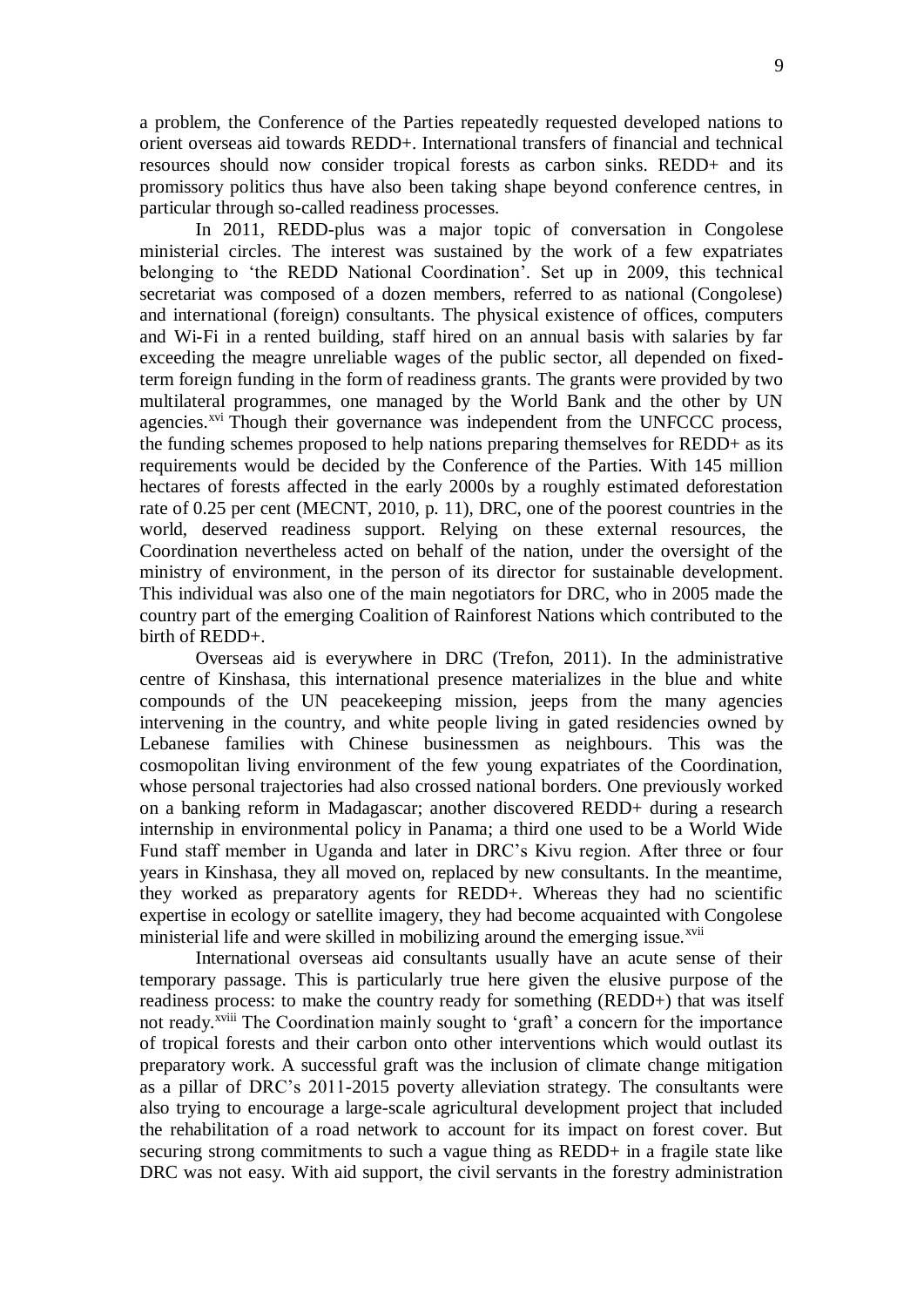a problem, the Conference of the Parties repeatedly requested developed nations to orient overseas aid towards REDD+. International transfers of financial and technical resources should now consider tropical forests as carbon sinks. REDD+ and its promissory politics thus have also been taking shape beyond conference centres, in particular through so-called readiness processes.

In 2011, REDD-plus was a major topic of conversation in Congolese ministerial circles. The interest was sustained by the work of a few expatriates belonging to 'the REDD National Coordination'. Set up in 2009, this technical secretariat was composed of a dozen members, referred to as national (Congolese) and international (foreign) consultants. The physical existence of offices, computers and Wi-Fi in a rented building, staff hired on an annual basis with salaries by far exceeding the meagre unreliable wages of the public sector, all depended on fixed-term foreign funding in the form of readiness grants. The grants were provided by two multilateral programmes, one managed by the World Bank and the other by UN agencies.[xvi] Though their governance was independent from the UNFCCC process, the funding schemes proposed to help nations preparing themselves for REDD+ as its requirements would be decided by the Conference of the Parties. With 145 million hectares of forests affected in the early 2000s by a roughly estimated deforestation rate of 0.25 per cent (MECNT, 2010, p. 11), DRC, one of the poorest countries in the world, deserved readiness support. Relying on these external resources, the Coordination nevertheless acted on behalf of the nation, under the oversight of the ministry of environment, in the person of its director for sustainable development. This individual was also one of the main negotiators for DRC, who in 2005 made the country part of the emerging Coalition of Rainforest Nations which contributed to the birth of REDD+.

Overseas aid is everywhere in DRC (Trefon, 2011). In the administrative centre of Kinshasa, this international presence materializes in the blue and white compounds of the UN peacekeeping mission, jeeps from the many agencies intervening in the country, and white people living in gated residencies owned by Lebanese families with Chinese businessmen as neighbours. This was the cosmopolitan living environment of the few young expatriates of the Coordination, whose personal trajectories had also crossed national borders. One previously worked on a banking reform in Madagascar; another discovered REDD+ during a research internship in environmental policy in Panama; a third one used to be a World Wide Fund staff member in Uganda and later in DRC's Kivu region. After three or four years in Kinshasa, they all moved on, replaced by new consultants. In the meantime, they worked as preparatory agents for REDD+. Whereas they had no scientific expertise in ecology or satellite imagery, they had become acquainted with Congolese ministerial life and were skilled in mobilizing around the emerging issue.[xvii]

International overseas aid consultants usually have an acute sense of their temporary passage. This is particularly true here given the elusive purpose of the readiness process: to make the country ready for something (REDD+) that was itself not ready.[xviii] The Coordination mainly sought to 'graft' a concern for the importance of tropical forests and their carbon onto other interventions which would outlast its preparatory work. A successful graft was the inclusion of climate change mitigation as a pillar of DRC's 2011-2015 poverty alleviation strategy. The consultants were also trying to encourage a large-scale agricultural development project that included the rehabilitation of a road network to account for its impact on forest cover. But securing strong commitments to such a vague thing as REDD+ in a fragile state like DRC was not easy. With aid support, the civil servants in the forestry administration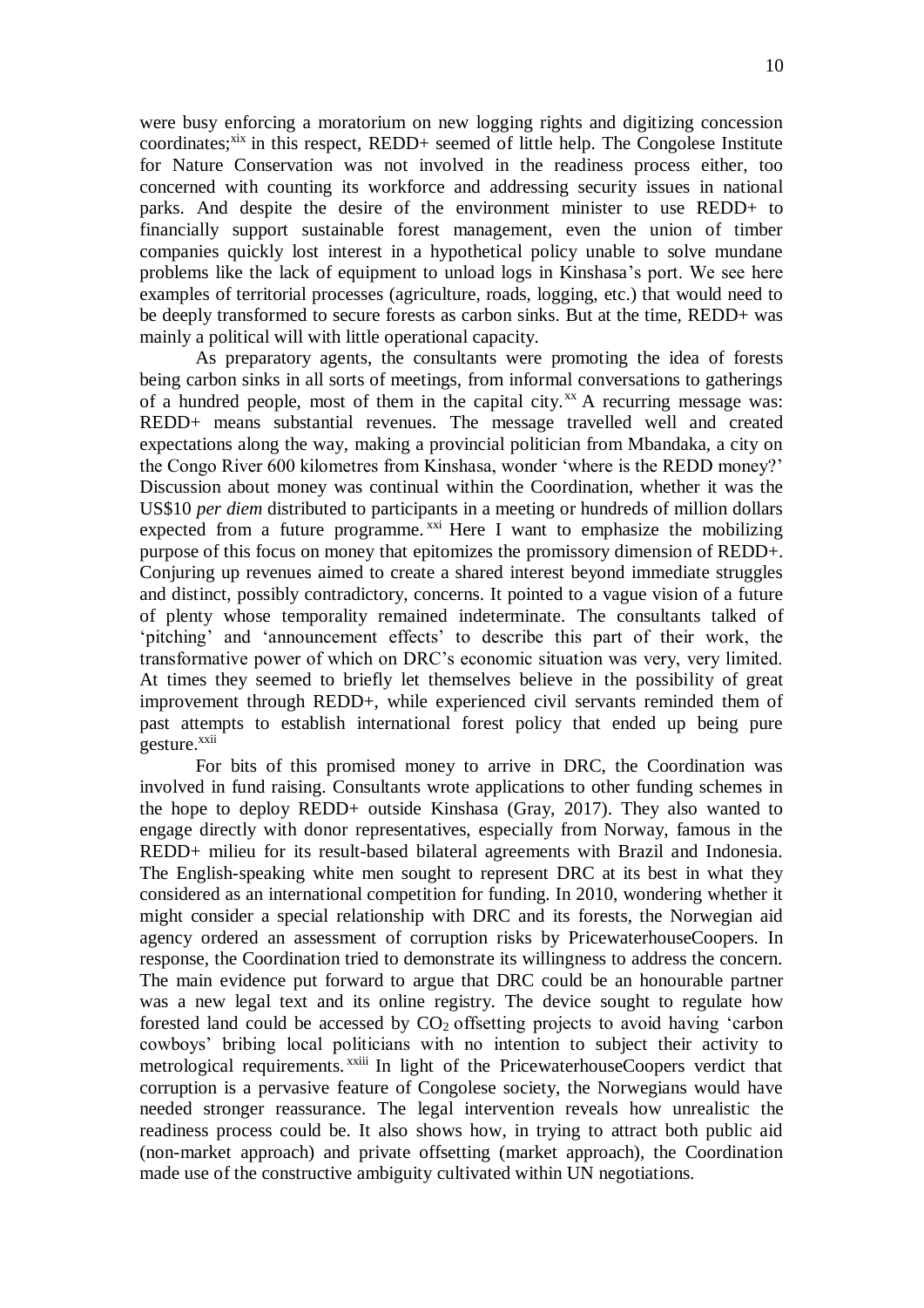were busy enforcing a moratorium on new logging rights and digitizing concession coordinates;[xix] in this respect, REDD+ seemed of little help. The Congolese Institute for Nature Conservation was not involved in the readiness process either, too concerned with counting its workforce and addressing security issues in national parks. And despite the desire of the environment minister to use REDD+ to financially support sustainable forest management, even the union of timber companies quickly lost interest in a hypothetical policy unable to solve mundane problems like the lack of equipment to unload logs in Kinshasa's port. We see here examples of territorial processes (agriculture, roads, logging, etc.) that would need to be deeply transformed to secure forests as carbon sinks. But at the time, REDD+ was mainly a political will with little operational capacity.

As preparatory agents, the consultants were promoting the idea of forests being carbon sinks in all sorts of meetings, from informal conversations to gatherings of a hundred people, most of them in the capital city.[xx] A recurring message was: REDD+ means substantial revenues. The message travelled well and created expectations along the way, making a provincial politician from Mbandaka, a city on the Congo River 600 kilometres from Kinshasa, wonder 'where is the REDD money?' Discussion about money was continual within the Coordination, whether it was the US$10 *per diem* distributed to participants in a meeting or hundreds of million dollars expected from a future programme.[xxi] Here I want to emphasize the mobilizing purpose of this focus on money that epitomizes the promissory dimension of REDD+. Conjuring up revenues aimed to create a shared interest beyond immediate struggles and distinct, possibly contradictory, concerns. It pointed to a vague vision of a future of plenty whose temporality remained indeterminate. The consultants talked of 'pitching' and 'announcement effects' to describe this part of their work, the transformative power of which on DRC's economic situation was very, very limited. At times they seemed to briefly let themselves believe in the possibility of great improvement through REDD+, while experienced civil servants reminded them of past attempts to establish international forest policy that ended up being pure gesture.[xxii]

For bits of this promised money to arrive in DRC, the Coordination was involved in fund raising. Consultants wrote applications to other funding schemes in the hope to deploy REDD+ outside Kinshasa (Gray, 2017). They also wanted to engage directly with donor representatives, especially from Norway, famous in the REDD+ milieu for its result-based bilateral agreements with Brazil and Indonesia. The English-speaking white men sought to represent DRC at its best in what they considered as an international competition for funding. In 2010, wondering whether it might consider a special relationship with DRC and its forests, the Norwegian aid agency ordered an assessment of corruption risks by PricewaterhouseCoopers. In response, the Coordination tried to demonstrate its willingness to address the concern. The main evidence put forward to argue that DRC could be an honourable partner was a new legal text and its online registry. The device sought to regulate how forested land could be accessed by $CO_2$ offsetting projects to avoid having 'carbon cowboys' bribing local politicians with no intention to subject their activity to metrological requirements.[xxiii] In light of the PricewaterhouseCoopers verdict that corruption is a pervasive feature of Congolese society, the Norwegians would have needed stronger reassurance. The legal intervention reveals how unrealistic the readiness process could be. It also shows how, in trying to attract both public aid (non-market approach) and private offsetting (market approach), the Coordination made use of the constructive ambiguity cultivated within UN negotiations.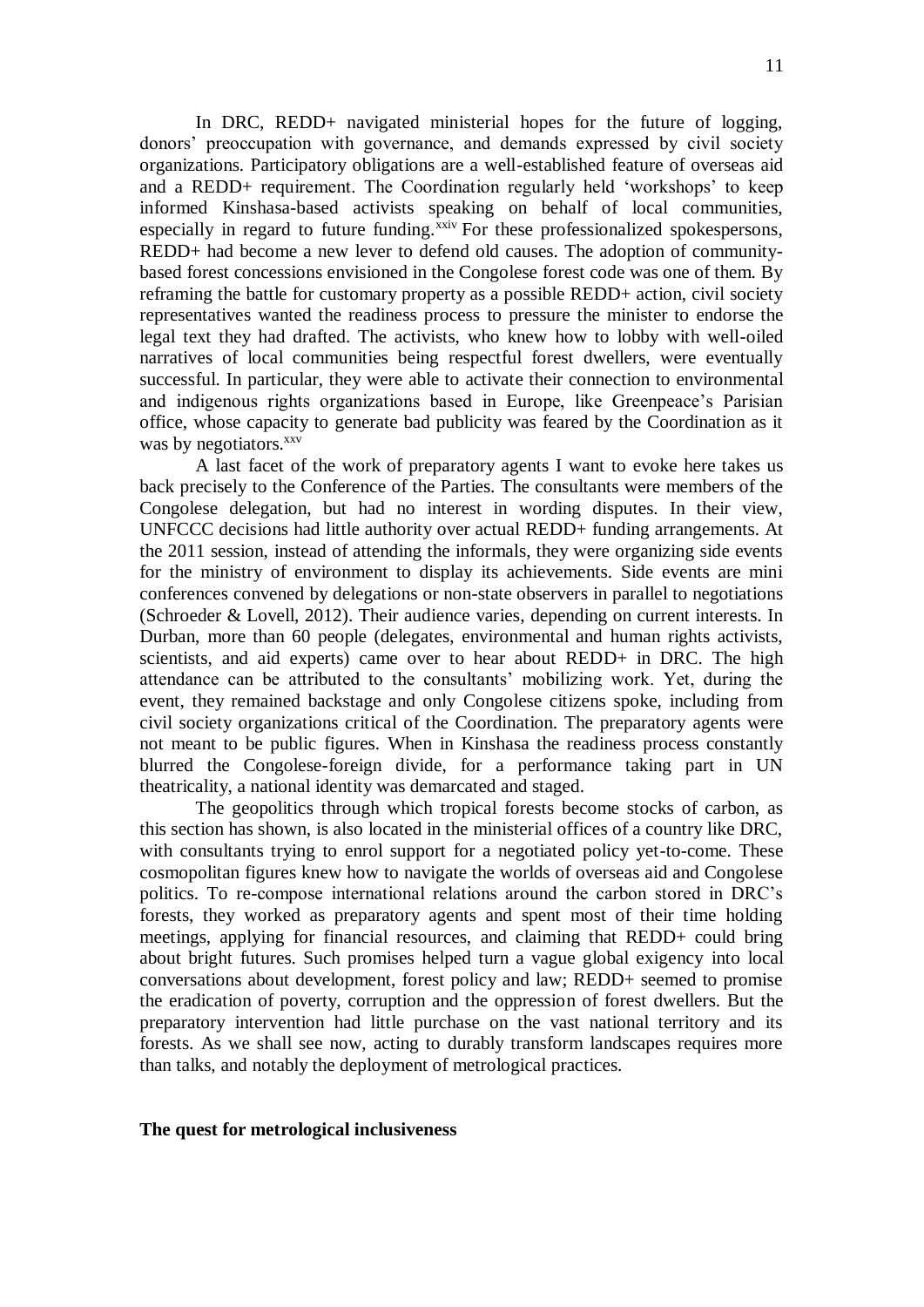In DRC, REDD+ navigated ministerial hopes for the future of logging, donors' preoccupation with governance, and demands expressed by civil society organizations. Participatory obligations are a well-established feature of overseas aid and a REDD+ requirement. The Coordination regularly held 'workshops' to keep informed Kinshasa-based activists speaking on behalf of local communities, especially in regard to future funding.[xxiv] For these professionalized spokespersons, REDD+ had become a new lever to defend old causes. The adoption of community-based forest concessions envisioned in the Congolese forest code was one of them. By reframing the battle for customary property as a possible REDD+ action, civil society representatives wanted the readiness process to pressure the minister to endorse the legal text they had drafted. The activists, who knew how to lobby with well-oiled narratives of local communities being respectful forest dwellers, were eventually successful. In particular, they were able to activate their connection to environmental and indigenous rights organizations based in Europe, like Greenpeace's Parisian office, whose capacity to generate bad publicity was feared by the Coordination as it was by negotiators.[xxv]

A last facet of the work of preparatory agents I want to evoke here takes us back precisely to the Conference of the Parties. The consultants were members of the Congolese delegation, but had no interest in wording disputes. In their view, UNFCCC decisions had little authority over actual REDD+ funding arrangements. At the 2011 session, instead of attending the informals, they were organizing side events for the ministry of environment to display its achievements. Side events are mini conferences convened by delegations or non-state observers in parallel to negotiations (Schroeder & Lovell, 2012). Their audience varies, depending on current interests. In Durban, more than 60 people (delegates, environmental and human rights activists, scientists, and aid experts) came over to hear about REDD+ in DRC. The high attendance can be attributed to the consultants' mobilizing work. Yet, during the event, they remained backstage and only Congolese citizens spoke, including from civil society organizations critical of the Coordination. The preparatory agents were not meant to be public figures. When in Kinshasa the readiness process constantly blurred the Congolese-foreign divide, for a performance taking part in UN theatricality, a national identity was demarcated and staged.

The geopolitics through which tropical forests become stocks of carbon, as this section has shown, is also located in the ministerial offices of a country like DRC, with consultants trying to enrol support for a negotiated policy yet-to-come. These cosmopolitan figures knew how to navigate the worlds of overseas aid and Congolese politics. To re-compose international relations around the carbon stored in DRC's forests, they worked as preparatory agents and spent most of their time holding meetings, applying for financial resources, and claiming that REDD+ could bring about bright futures. Such promises helped turn a vague global exigency into local conversations about development, forest policy and law; REDD+ seemed to promise the eradication of poverty, corruption and the oppression of forest dwellers. But the preparatory intervention had little purchase on the vast national territory and its forests. As we shall see now, acting to durably transform landscapes requires more than talks, and notably the deployment of metrological practices.

## The quest for metrological inclusiveness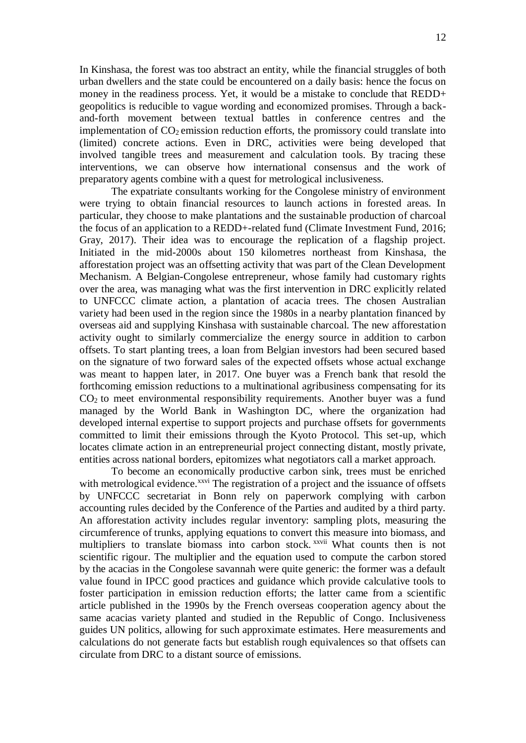In Kinshasa, the forest was too abstract an entity, while the financial struggles of both urban dwellers and the state could be encountered on a daily basis: hence the focus on money in the readiness process. Yet, it would be a mistake to conclude that REDD+ geopolitics is reducible to vague wording and economized promises. Through a back-and-forth movement between textual battles in conference centres and the implementation of $CO_2$ emission reduction efforts, the promissory could translate into (limited) concrete actions. Even in DRC, activities were being developed that involved tangible trees and measurement and calculation tools. By tracing these interventions, we can observe how international consensus and the work of preparatory agents combine with a quest for metrological inclusiveness.

The expatriate consultants working for the Congolese ministry of environment were trying to obtain financial resources to launch actions in forested areas. In particular, they choose to make plantations and the sustainable production of charcoal the focus of an application to a REDD+-related fund (Climate Investment Fund, 2016; Gray, 2017). Their idea was to encourage the replication of a flagship project. Initiated in the mid-2000s about 150 kilometres northeast from Kinshasa, the afforestation project was an offsetting activity that was part of the Clean Development Mechanism. A Belgian-Congolese entrepreneur, whose family had customary rights over the area, was managing what was the first intervention in DRC explicitly related to UNFCCC climate action, a plantation of acacia trees. The chosen Australian variety had been used in the region since the 1980s in a nearby plantation financed by overseas aid and supplying Kinshasa with sustainable charcoal. The new afforestation activity ought to similarly commercialize the energy source in addition to carbon offsets. To start planting trees, a loan from Belgian investors had been secured based on the signature of two forward sales of the expected offsets whose actual exchange was meant to happen later, in 2017. One buyer was a French bank that resold the forthcoming emission reductions to a multinational agribusiness compensating for its $CO_2$ to meet environmental responsibility requirements. Another buyer was a fund managed by the World Bank in Washington DC, where the organization had developed internal expertise to support projects and purchase offsets for governments committed to limit their emissions through the Kyoto Protocol. This set-up, which locates climate action in an entrepreneurial project connecting distant, mostly private, entities across national borders, epitomizes what negotiators call a market approach.

To become an economically productive carbon sink, trees must be enriched with metrological evidence.[xxvi] The registration of a project and the issuance of offsets by UNFCCC secretariat in Bonn rely on paperwork complying with carbon accounting rules decided by the Conference of the Parties and audited by a third party. An afforestation activity includes regular inventory: sampling plots, measuring the circumference of trunks, applying equations to convert this measure into biomass, and multipliers to translate biomass into carbon stock.[xxvii] What counts then is not scientific rigour. The multiplier and the equation used to compute the carbon stored by the acacias in the Congolese savannah were quite generic: the former was a default value found in IPCC good practices and guidance which provide calculative tools to foster participation in emission reduction efforts; the latter came from a scientific article published in the 1990s by the French overseas cooperation agency about the same acacias variety planted and studied in the Republic of Congo. Inclusiveness guides UN politics, allowing for such approximate estimates. Here measurements and calculations do not generate facts but establish rough equivalences so that offsets can circulate from DRC to a distant source of emissions.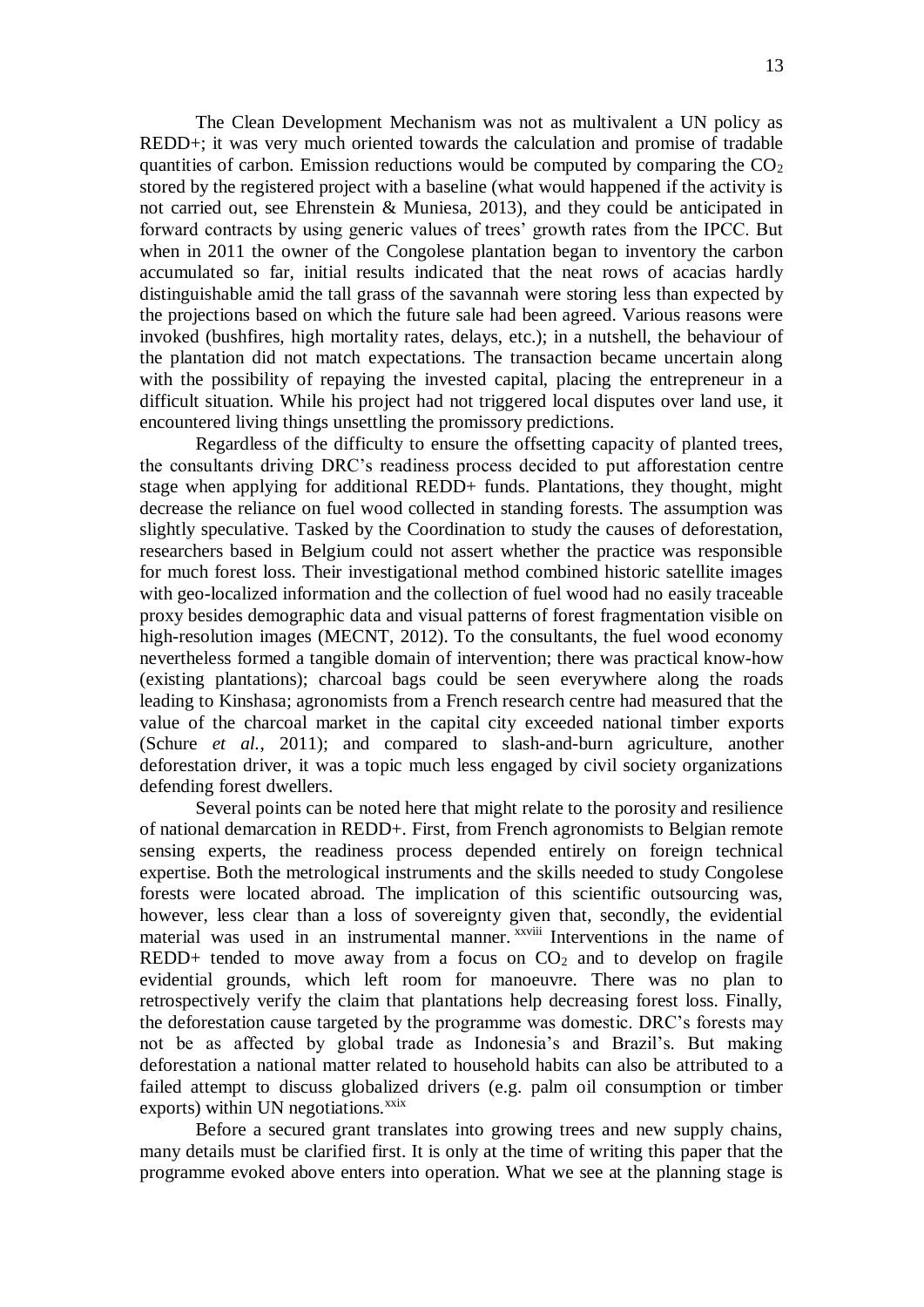The Clean Development Mechanism was not as multivalent a UN policy as REDD+; it was very much oriented towards the calculation and promise of tradable quantities of carbon. Emission reductions would be computed by comparing the $CO_2$ stored by the registered project with a baseline (what would happened if the activity is not carried out, see Ehrenstein & Muniesa, 2013), and they could be anticipated in forward contracts by using generic values of trees' growth rates from the IPCC. But when in 2011 the owner of the Congolese plantation began to inventory the carbon accumulated so far, initial results indicated that the neat rows of acacias hardly distinguishable amid the tall grass of the savannah were storing less than expected by the projections based on which the future sale had been agreed. Various reasons were invoked (bushfires, high mortality rates, delays, etc.); in a nutshell, the behaviour of the plantation did not match expectations. The transaction became uncertain along with the possibility of repaying the invested capital, placing the entrepreneur in a difficult situation. While his project had not triggered local disputes over land use, it encountered living things unsettling the promissory predictions.

Regardless of the difficulty to ensure the offsetting capacity of planted trees, the consultants driving DRC's readiness process decided to put afforestation centre stage when applying for additional REDD+ funds. Plantations, they thought, might decrease the reliance on fuel wood collected in standing forests. The assumption was slightly speculative. Tasked by the Coordination to study the causes of deforestation, researchers based in Belgium could not assert whether the practice was responsible for much forest loss. Their investigational method combined historic satellite images with geo-localized information and the collection of fuel wood had no easily traceable proxy besides demographic data and visual patterns of forest fragmentation visible on high-resolution images (MECNT, 2012). To the consultants, the fuel wood economy nevertheless formed a tangible domain of intervention; there was practical know-how (existing plantations); charcoal bags could be seen everywhere along the roads leading to Kinshasa; agronomists from a French research centre had measured that the value of the charcoal market in the capital city exceeded national timber exports (Schure *et al.*, 2011); and compared to slash-and-burn agriculture, another deforestation driver, it was a topic much less engaged by civil society organizations defending forest dwellers.

Several points can be noted here that might relate to the porosity and resilience of national demarcation in REDD+. First, from French agronomists to Belgian remote sensing experts, the readiness process depended entirely on foreign technical expertise. Both the metrological instruments and the skills needed to study Congolese forests were located abroad. The implication of this scientific outsourcing was, however, less clear than a loss of sovereignty given that, secondly, the evidential material was used in an instrumental manner.[xxviii] Interventions in the name of REDD+ tended to move away from a focus on $CO_2$ and to develop on fragile evidential grounds, which left room for manoeuvre. There was no plan to retrospectively verify the claim that plantations help decreasing forest loss. Finally, the deforestation cause targeted by the programme was domestic. DRC's forests may not be as affected by global trade as Indonesia's and Brazil's. But making deforestation a national matter related to household habits can also be attributed to a failed attempt to discuss globalized drivers (e.g. palm oil consumption or timber exports) within UN negotiations.[xxix]

Before a secured grant translates into growing trees and new supply chains, many details must be clarified first. It is only at the time of writing this paper that the programme evoked above enters into operation. What we see at the planning stage is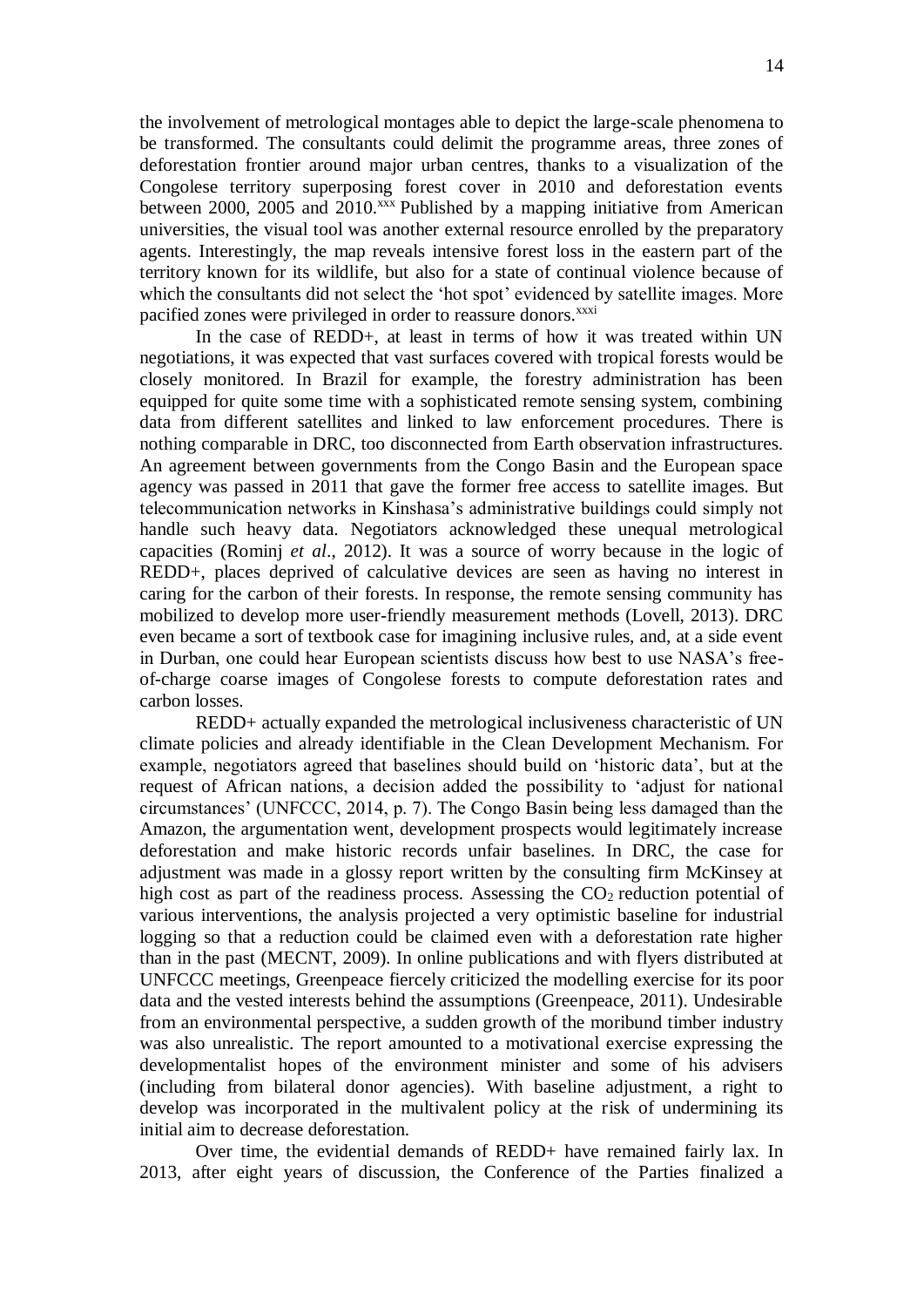the involvement of metrological montages able to depict the large-scale phenomena to be transformed. The consultants could delimit the programme areas, three zones of deforestation frontier around major urban centres, thanks to a visualization of the Congolese territory superposing forest cover in 2010 and deforestation events between 2000, 2005 and 2010.[xxx] Published by a mapping initiative from American universities, the visual tool was another external resource enrolled by the preparatory agents. Interestingly, the map reveals intensive forest loss in the eastern part of the territory known for its wildlife, but also for a state of continual violence because of which the consultants did not select the 'hot spot' evidenced by satellite images. More pacified zones were privileged in order to reassure donors.[xxxi]

In the case of REDD+, at least in terms of how it was treated within UN negotiations, it was expected that vast surfaces covered with tropical forests would be closely monitored. In Brazil for example, the forestry administration has been equipped for quite some time with a sophisticated remote sensing system, combining data from different satellites and linked to law enforcement procedures. There is nothing comparable in DRC, too disconnected from Earth observation infrastructures. An agreement between governments from the Congo Basin and the European space agency was passed in 2011 that gave the former free access to satellite images. But telecommunication networks in Kinshasa's administrative buildings could simply not handle such heavy data. Negotiators acknowledged these unequal metrological capacities (Rominj *et al*., 2012). It was a source of worry because in the logic of REDD+, places deprived of calculative devices are seen as having no interest in caring for the carbon of their forests. In response, the remote sensing community has mobilized to develop more user-friendly measurement methods (Lovell, 2013). DRC even became a sort of textbook case for imagining inclusive rules, and, at a side event in Durban, one could hear European scientists discuss how best to use NASA's free-of-charge coarse images of Congolese forests to compute deforestation rates and carbon losses.

REDD+ actually expanded the metrological inclusiveness characteristic of UN climate policies and already identifiable in the Clean Development Mechanism. For example, negotiators agreed that baselines should build on 'historic data', but at the request of African nations, a decision added the possibility to 'adjust for national circumstances' (UNFCCC, 2014, p. 7). The Congo Basin being less damaged than the Amazon, the argumentation went, development prospects would legitimately increase deforestation and make historic records unfair baselines. In DRC, the case for adjustment was made in a glossy report written by the consulting firm McKinsey at high cost as part of the readiness process. Assessing the $CO_2$ reduction potential of various interventions, the analysis projected a very optimistic baseline for industrial logging so that a reduction could be claimed even with a deforestation rate higher than in the past (MECNT, 2009). In online publications and with flyers distributed at UNFCCC meetings, Greenpeace fiercely criticized the modelling exercise for its poor data and the vested interests behind the assumptions (Greenpeace, 2011). Undesirable from an environmental perspective, a sudden growth of the moribund timber industry was also unrealistic. The report amounted to a motivational exercise expressing the developmentalist hopes of the environment minister and some of his advisers (including from bilateral donor agencies). With baseline adjustment, a right to develop was incorporated in the multivalent policy at the risk of undermining its initial aim to decrease deforestation.

Over time, the evidential demands of REDD+ have remained fairly lax. In 2013, after eight years of discussion, the Conference of the Parties finalized a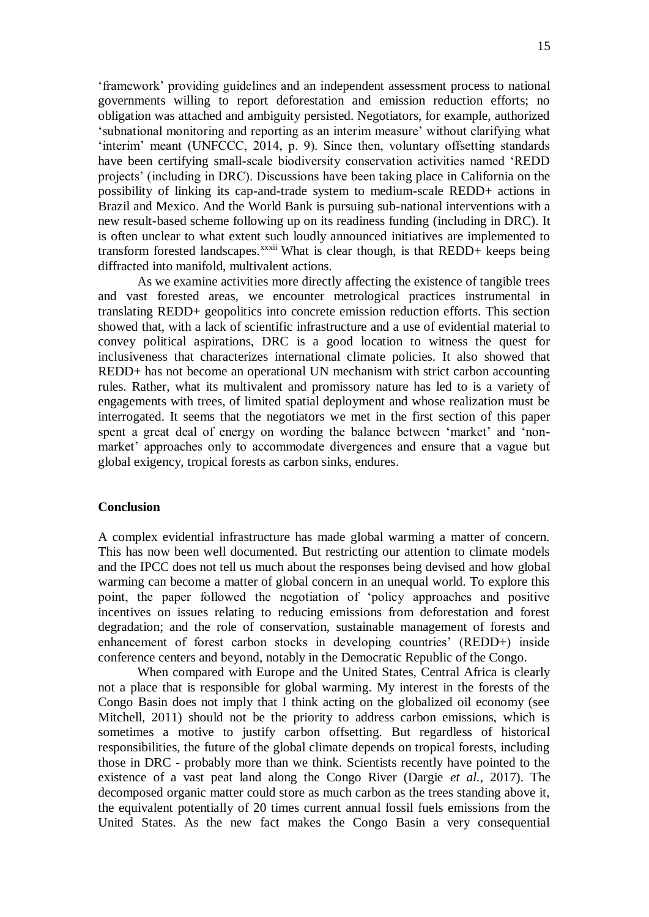'framework' providing guidelines and an independent assessment process to national governments willing to report deforestation and emission reduction efforts; no obligation was attached and ambiguity persisted. Negotiators, for example, authorized 'subnational monitoring and reporting as an interim measure' without clarifying what 'interim' meant (UNFCCC, 2014, p. 9). Since then, voluntary offsetting standards have been certifying small-scale biodiversity conservation activities named 'REDD projects' (including in DRC). Discussions have been taking place in California on the possibility of linking its cap-and-trade system to medium-scale REDD+ actions in Brazil and Mexico. And the World Bank is pursuing sub-national interventions with a new result-based scheme following up on its readiness funding (including in DRC). It is often unclear to what extent such loudly announced initiatives are implemented to transform forested landscapes.[xxxii] What is clear though, is that REDD+ keeps being diffracted into manifold, multivalent actions.

As we examine activities more directly affecting the existence of tangible trees and vast forested areas, we encounter metrological practices instrumental in translating REDD+ geopolitics into concrete emission reduction efforts. This section showed that, with a lack of scientific infrastructure and a use of evidential material to convey political aspirations, DRC is a good location to witness the quest for inclusiveness that characterizes international climate policies. It also showed that REDD+ has not become an operational UN mechanism with strict carbon accounting rules. Rather, what its multivalent and promissory nature has led to is a variety of engagements with trees, of limited spatial deployment and whose realization must be interrogated. It seems that the negotiators we met in the first section of this paper spent a great deal of energy on wording the balance between 'market' and 'non-market' approaches only to accommodate divergences and ensure that a vague but global exigency, tropical forests as carbon sinks, endures.

## Conclusion

A complex evidential infrastructure has made global warming a matter of concern. This has now been well documented. But restricting our attention to climate models and the IPCC does not tell us much about the responses being devised and how global warming can become a matter of global concern in an unequal world. To explore this point, the paper followed the negotiation of 'policy approaches and positive incentives on issues relating to reducing emissions from deforestation and forest degradation; and the role of conservation, sustainable management of forests and enhancement of forest carbon stocks in developing countries' (REDD+) inside conference centers and beyond, notably in the Democratic Republic of the Congo.

When compared with Europe and the United States, Central Africa is clearly not a place that is responsible for global warming. My interest in the forests of the Congo Basin does not imply that I think acting on the globalized oil economy (see Mitchell, 2011) should not be the priority to address carbon emissions, which is sometimes a motive to justify carbon offsetting. But regardless of historical responsibilities, the future of the global climate depends on tropical forests, including those in DRC - probably more than we think. Scientists recently have pointed to the existence of a vast peat land along the Congo River (Dargie *et al.*, 2017). The decomposed organic matter could store as much carbon as the trees standing above it, the equivalent potentially of 20 times current annual fossil fuels emissions from the United States. As the new fact makes the Congo Basin a very consequential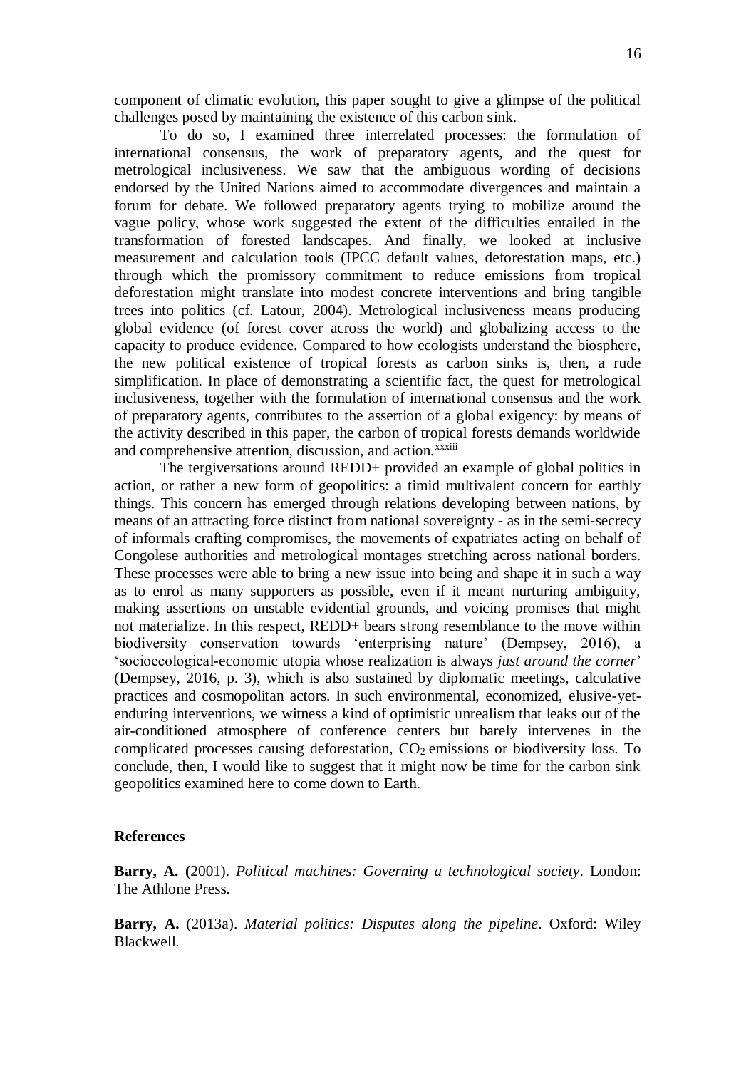component of climatic evolution, this paper sought to give a glimpse of the political challenges posed by maintaining the existence of this carbon sink.

To do so, I examined three interrelated processes: the formulation of international consensus, the work of preparatory agents, and the quest for metrological inclusiveness. We saw that the ambiguous wording of decisions endorsed by the United Nations aimed to accommodate divergences and maintain a forum for debate. We followed preparatory agents trying to mobilize around the vague policy, whose work suggested the extent of the difficulties entailed in the transformation of forested landscapes. And finally, we looked at inclusive measurement and calculation tools (IPCC default values, deforestation maps, etc.) through which the promissory commitment to reduce emissions from tropical deforestation might translate into modest concrete interventions and bring tangible trees into politics (cf. Latour, 2004). Metrological inclusiveness means producing global evidence (of forest cover across the world) and globalizing access to the capacity to produce evidence. Compared to how ecologists understand the biosphere, the new political existence of tropical forests as carbon sinks is, then, a rude simplification. In place of demonstrating a scientific fact, the quest for metrological inclusiveness, together with the formulation of international consensus and the work of preparatory agents, contributes to the assertion of a global exigency: by means of the activity described in this paper, the carbon of tropical forests demands worldwide and comprehensive attention, discussion, and action.[xxxiii]

The tergiversations around REDD+ provided an example of global politics in action, or rather a new form of geopolitics: a timid multivalent concern for earthly things. This concern has emerged through relations developing between nations, by means of an attracting force distinct from national sovereignty - as in the semi-secrecy of informals crafting compromises, the movements of expatriates acting on behalf of Congolese authorities and metrological montages stretching across national borders. These processes were able to bring a new issue into being and shape it in such a way as to enrol as many supporters as possible, even if it meant nurturing ambiguity, making assertions on unstable evidential grounds, and voicing promises that might not materialize. In this respect, REDD+ bears strong resemblance to the move within biodiversity conservation towards 'enterprising nature' (Dempsey, 2016), a 'socioecological-economic utopia whose realization is always *just around the corner*' (Dempsey, 2016, p. 3), which is also sustained by diplomatic meetings, calculative practices and cosmopolitan actors. In such environmental, economized, elusive-yet-enduring interventions, we witness a kind of optimistic unrealism that leaks out of the air-conditioned atmosphere of conference centers but barely intervenes in the complicated processes causing deforestation, $CO_2$ emissions or biodiversity loss. To conclude, then, I would like to suggest that it might now be time for the carbon sink geopolitics examined here to come down to Earth.

### References

**Barry, A. (**2001). *Political machines: Governing a technological society*. London: The Athlone Press.

**Barry, A.** (2013a). *Material politics: Disputes along the pipeline*. Oxford: Wiley Blackwell.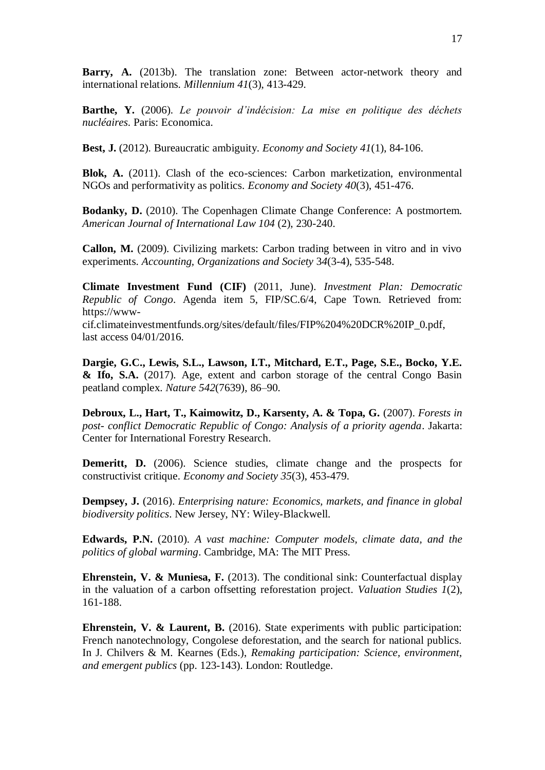**Barry, A.** (2013b). The translation zone: Between actor-network theory and international relations. *Millennium 41*(3), 413-429.

**Barthe, Y.** (2006). *Le pouvoir d'indécision: La mise en politique des déchets nucléaires*. Paris: Economica.

**Best, J.** (2012). Bureaucratic ambiguity. *Economy and Society 41*(1), 84-106.

**Blok, A.** (2011). Clash of the eco-sciences: Carbon marketization, environmental NGOs and performativity as politics. *Economy and Society 40*(3), 451-476.

**Bodanky, D.** (2010). The Copenhagen Climate Change Conference: A postmortem. *American Journal of International Law 104* (2), 230-240.

**Callon, M.** (2009). Civilizing markets: Carbon trading between in vitro and in vivo experiments. *Accounting, Organizations and Society* 3*4*(3-4), 535-548.

**Climate Investment Fund (CIF)** (2011, June). *Investment Plan: Democratic Republic of Congo*. Agenda item 5, FIP/SC.6/4, Cape Town. Retrieved from: https://www-cif.climateinvestmentfunds.org/sites/default/files/FIP%204%20DCR%20IP_0.pdf, last access 04/01/2016.

**Dargie, G.C., Lewis, S.L., Lawson, I.T., Mitchard, E.T., Page, S.E., Bocko, Y.E. & Ifo, S.A.** (2017). Age, extent and carbon storage of the central Congo Basin peatland complex. *Nature 542*(7639), 86–90.

**Debroux, L., Hart, T., Kaimowitz, D., Karsenty, A. & Topa, G.** (2007). *Forests in post- conflict Democratic Republic of Congo: Analysis of a priority agenda*. Jakarta: Center for International Forestry Research.

**Demeritt, D.** (2006). Science studies, climate change and the prospects for constructivist critique. *Economy and Society 35*(3), 453-479.

**Dempsey, J.** (2016). *Enterprising nature: Economics, markets, and finance in global biodiversity politics*. New Jersey, NY: Wiley-Blackwell.

**Edwards, P.N.** (2010). *A vast machine: Computer models, climate data, and the politics of global warming*. Cambridge, MA: The MIT Press.

**Ehrenstein, V. & Muniesa, F.** (2013). The conditional sink: Counterfactual display in the valuation of a carbon offsetting reforestation project. *Valuation Studies 1*(2), 161-188.

**Ehrenstein, V. & Laurent, B.** (2016). State experiments with public participation: French nanotechnology, Congolese deforestation, and the search for national publics. In J. Chilvers & M. Kearnes (Eds.), *Remaking participation: Science, environment, and emergent publics* (pp. 123-143). London: Routledge.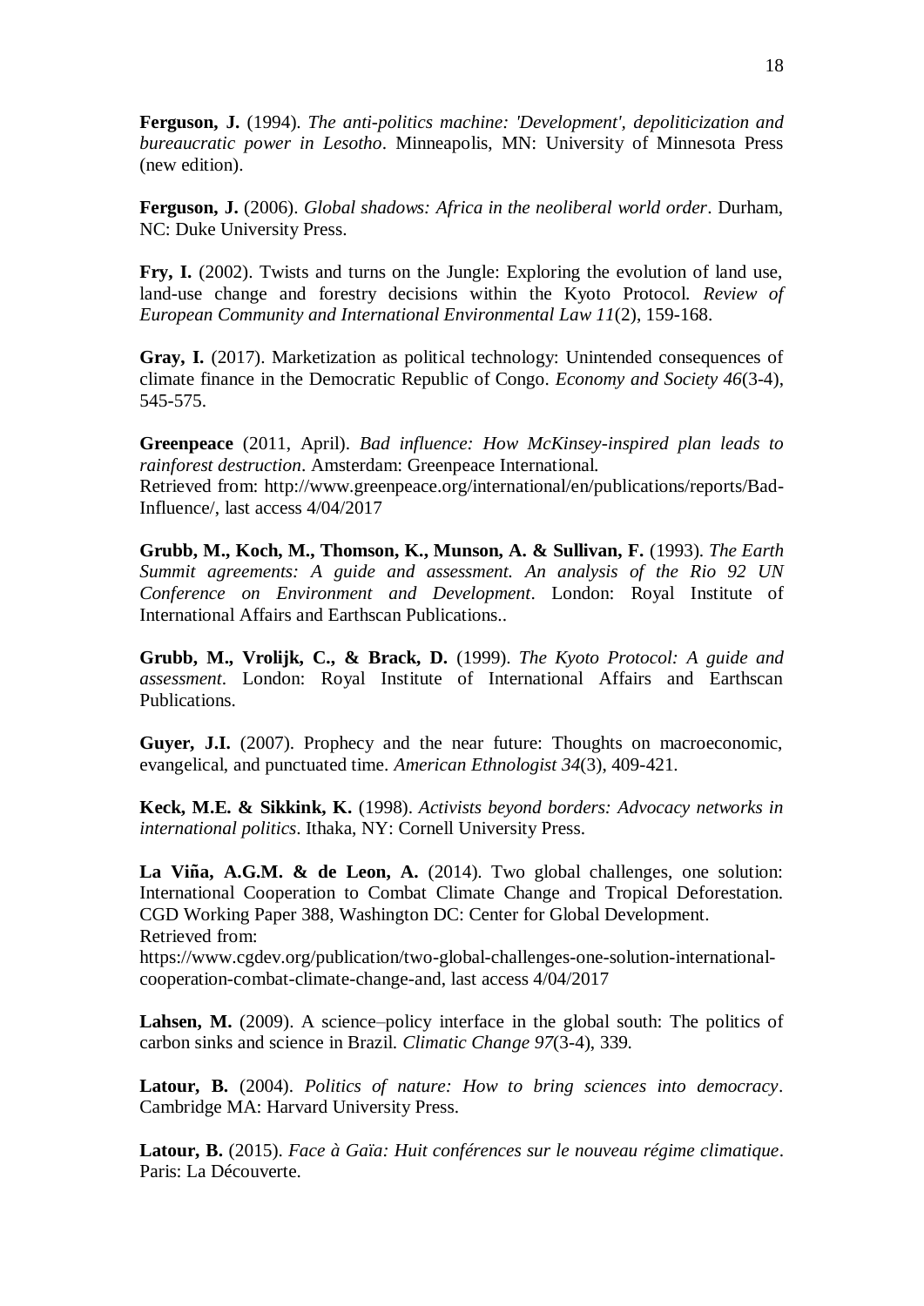**Ferguson, J.** (1994). *The anti-politics machine: 'Development', depoliticization and bureaucratic power in Lesotho*. Minneapolis, MN: University of Minnesota Press (new edition).

**Ferguson, J.** (2006). *Global shadows: Africa in the neoliberal world order*. Durham, NC: Duke University Press.

**Fry, I.** (2002). Twists and turns on the Jungle: Exploring the evolution of land use, land-use change and forestry decisions within the Kyoto Protocol. *Review of European Community and International Environmental Law 11*(2), 159-168.

**Gray, I.** (2017). Marketization as political technology: Unintended consequences of climate finance in the Democratic Republic of Congo. *Economy and Society 46*(3-4), 545-575.

**Greenpeace** (2011, April). *Bad influence: How McKinsey-inspired plan leads to rainforest destruction*. Amsterdam: Greenpeace International.
Retrieved from: http://www.greenpeace.org/international/en/publications/reports/Bad-Influence/, last access 4/04/2017

**Grubb, M., Koch, M., Thomson, K., Munson, A. & Sullivan, F.** (1993). *The Earth Summit agreements: A guide and assessment. An analysis of the Rio 92 UN Conference on Environment and Development*. London: Royal Institute of International Affairs and Earthscan Publications..

**Grubb, M., Vrolijk, C., & Brack, D.** (1999). *The Kyoto Protocol: A guide and assessment*. London: Royal Institute of International Affairs and Earthscan Publications.

**Guyer, J.I.** (2007). Prophecy and the near future: Thoughts on macroeconomic, evangelical, and punctuated time. *American Ethnologist 34*(3), 409-421.

**Keck, M.E. & Sikkink, K.** (1998). *Activists beyond borders: Advocacy networks in international politics*. Ithaka, NY: Cornell University Press.

**La Viña, A.G.M. & de Leon, A.** (2014). Two global challenges, one solution: International Cooperation to Combat Climate Change and Tropical Deforestation. CGD Working Paper 388, Washington DC: Center for Global Development.
Retrieved from:
https://www.cgdev.org/publication/two-global-challenges-one-solution-international-cooperation-combat-climate-change-and, last access 4/04/2017

**Lahsen, M.** (2009). A science–policy interface in the global south: The politics of carbon sinks and science in Brazil. *Climatic Change 97*(3-4), 339.

**Latour, B.** (2004). *Politics of nature: How to bring sciences into democracy*. Cambridge MA: Harvard University Press.

**Latour, B.** (2015). *Face à Gaïa: Huit conférences sur le nouveau régime climatique*. Paris: La Découverte.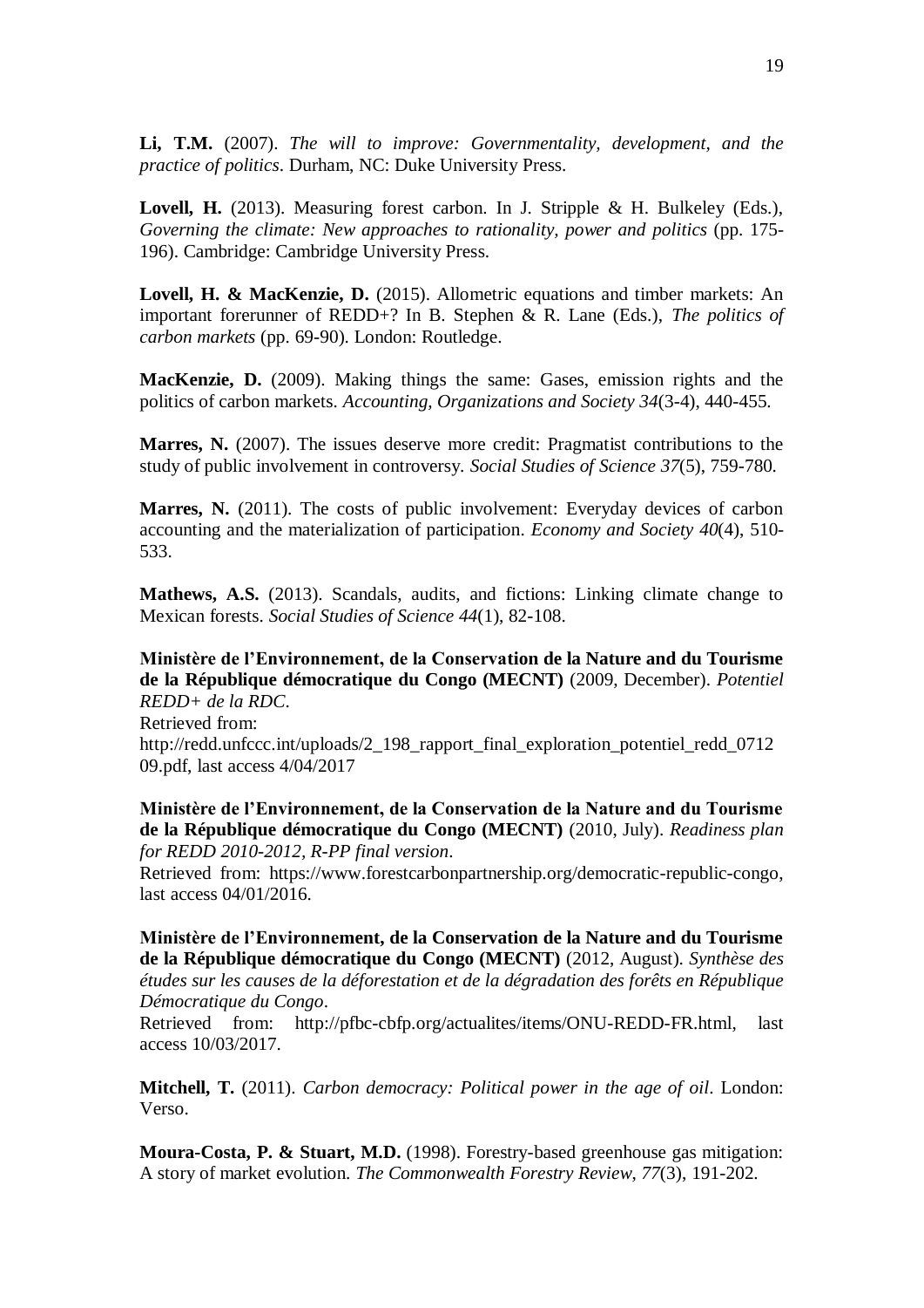**Li, T.M.** (2007). *The will to improve: Governmentality, development, and the practice of politics*. Durham, NC: Duke University Press.

**Lovell, H.** (2013). Measuring forest carbon. In J. Stripple & H. Bulkeley (Eds.), *Governing the climate: New approaches to rationality, power and politics* (pp. 175-196). Cambridge: Cambridge University Press.

**Lovell, H. & MacKenzie, D.** (2015). Allometric equations and timber markets: An important forerunner of REDD+? In B. Stephen & R. Lane (Eds.), *The politics of carbon markets* (pp. 69-90). London: Routledge.

**MacKenzie, D.** (2009). Making things the same: Gases, emission rights and the politics of carbon markets. *Accounting, Organizations and Society 34*(3-4), 440-455.

**Marres, N.** (2007). The issues deserve more credit: Pragmatist contributions to the study of public involvement in controversy. *Social Studies of Science 37*(5), 759-780.

**Marres, N.** (2011). The costs of public involvement: Everyday devices of carbon accounting and the materialization of participation. *Economy and Society 40*(4), 510-533.

**Mathews, A.S.** (2013). Scandals, audits, and fictions: Linking climate change to Mexican forests. *Social Studies of Science 44*(1), 82-108.

**Ministère de l'Environnement, de la Conservation de la Nature and du Tourisme de la République démocratique du Congo (MECNT)** (2009, December). *Potentiel REDD+ de la RDC*.
Retrieved from:
http://redd.unfccc.int/uploads/2_198_rapport_final_exploration_potentiel_redd_071209.pdf, last access 4/04/2017

**Ministère de l'Environnement, de la Conservation de la Nature and du Tourisme de la République démocratique du Congo (MECNT)** (2010, July). *Readiness plan for REDD 2010-2012, R-PP final version*.
Retrieved from: https://www.forestcarbonpartnership.org/democratic-republic-congo, last access 04/01/2016.

**Ministère de l'Environnement, de la Conservation de la Nature and du Tourisme de la République démocratique du Congo (MECNT)** (2012, August). *Synthèse des études sur les causes de la déforestation et de la dégradation des forêts en République Démocratique du Congo*.
Retrieved from: http://pfbc-cbfp.org/actualites/items/ONU-REDD-FR.html, last access 10/03/2017.

**Mitchell, T.** (2011). *Carbon democracy: Political power in the age of oil*. London: Verso.

**Moura-Costa, P. & Stuart, M.D.** (1998). Forestry-based greenhouse gas mitigation: A story of market evolution. *The Commonwealth Forestry Review, 77*(3), 191-202.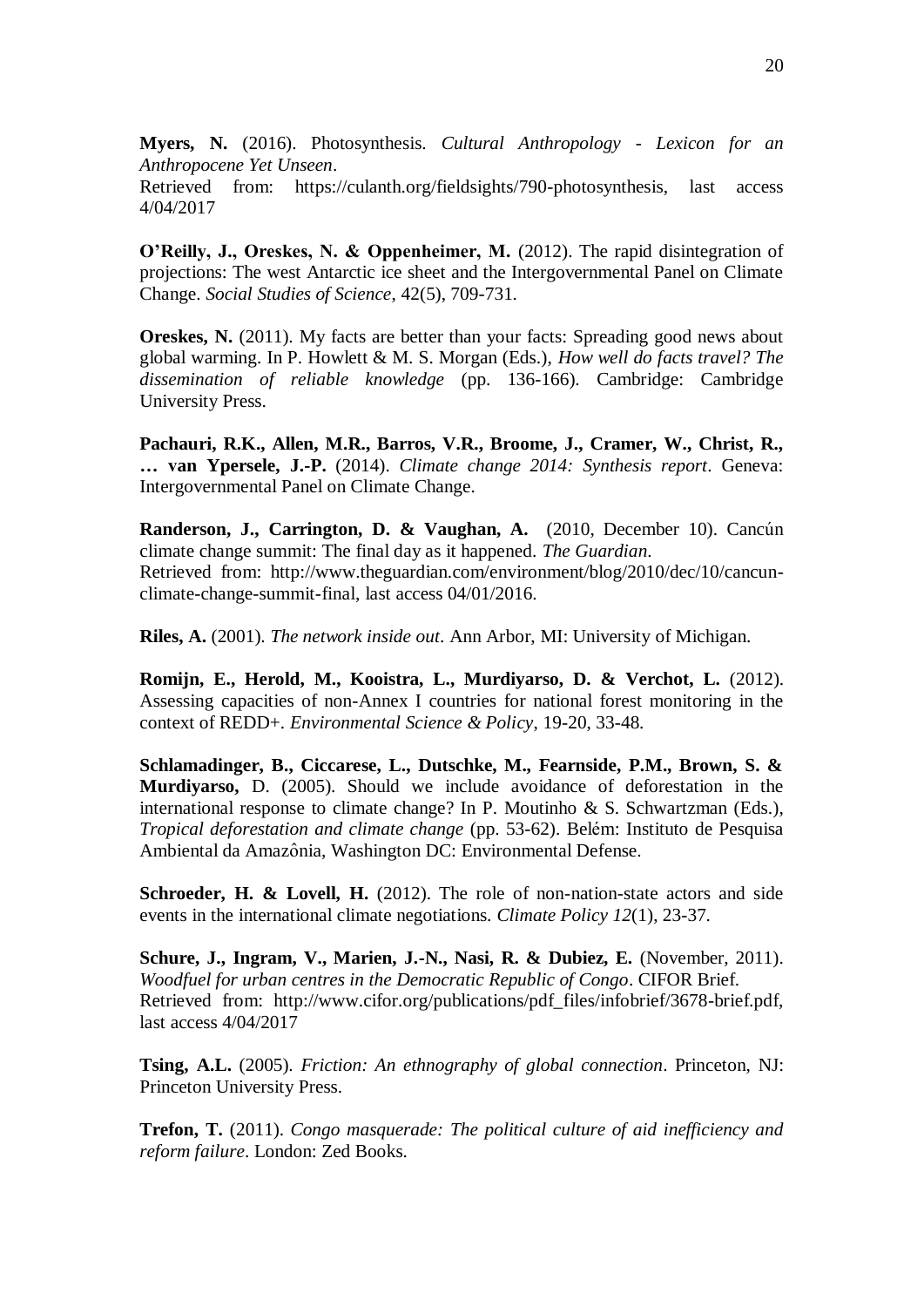**Myers, N.** (2016). Photosynthesis. *Cultural Anthropology - Lexicon for an Anthropocene Yet Unseen*.
Retrieved from: https://culanth.org/fieldsights/790-photosynthesis, last access 4/04/2017

**O'Reilly, J., Oreskes, N. & Oppenheimer, M.** (2012). The rapid disintegration of projections: The west Antarctic ice sheet and the Intergovernmental Panel on Climate Change. *Social Studies of Science*, 42(5), 709-731.

**Oreskes, N.** (2011). My facts are better than your facts: Spreading good news about global warming. In P. Howlett & M. S. Morgan (Eds.), *How well do facts travel? The dissemination of reliable knowledge* (pp. 136-166). Cambridge: Cambridge University Press.

**Pachauri, R.K., Allen, M.R., Barros, V.R., Broome, J., Cramer, W., Christ, R., … van Ypersele, J.-P.** (2014). *Climate change 2014: Synthesis report*. Geneva: Intergovernmental Panel on Climate Change.

**Randerson, J., Carrington, D. & Vaughan, A.** (2010, December 10). Cancún climate change summit: The final day as it happened. *The Guardian*.
Retrieved from: http://www.theguardian.com/environment/blog/2010/dec/10/cancun-climate-change-summit-final, last access 04/01/2016.

**Riles, A.** (2001). *The network inside out*. Ann Arbor, MI: University of Michigan.

**Romijn, E., Herold, M., Kooistra, L., Murdiyarso, D. & Verchot, L.** (2012). Assessing capacities of non-Annex I countries for national forest monitoring in the context of REDD+. *Environmental Science & Policy*, 19-20, 33-48.

**Schlamadinger, B., Ciccarese, L., Dutschke, M., Fearnside, P.M., Brown, S. & Murdiyarso,** D. (2005). Should we include avoidance of deforestation in the international response to climate change? In P. Moutinho & S. Schwartzman (Eds.), *Tropical deforestation and climate change* (pp. 53-62). Belém: Instituto de Pesquisa Ambiental da Amazônia, Washington DC: Environmental Defense.

**Schroeder, H. & Lovell, H.** (2012). The role of non-nation-state actors and side events in the international climate negotiations. *Climate Policy 12*(1), 23-37.

**Schure, J., Ingram, V., Marien, J.-N., Nasi, R. & Dubiez, E.** (November, 2011). *Woodfuel for urban centres in the Democratic Republic of Congo*. CIFOR Brief.
Retrieved from: http://www.cifor.org/publications/pdf_files/infobrief/3678-brief.pdf, last access 4/04/2017

**Tsing, A.L.** (2005). *Friction: An ethnography of global connection*. Princeton, NJ: Princeton University Press.

**Trefon, T.** (2011). *Congo masquerade: The political culture of aid inefficiency and reform failure*. London: Zed Books.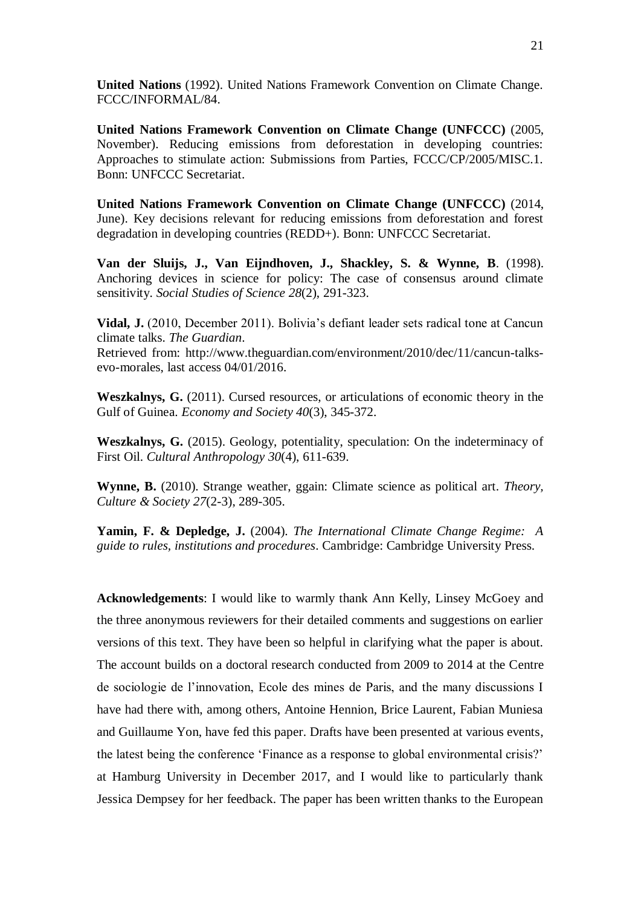**United Nations** (1992). United Nations Framework Convention on Climate Change. FCCC/INFORMAL/84.

**United Nations Framework Convention on Climate Change (UNFCCC)** (2005, November). Reducing emissions from deforestation in developing countries: Approaches to stimulate action: Submissions from Parties, FCCC/CP/2005/MISC.1. Bonn: UNFCCC Secretariat.

**United Nations Framework Convention on Climate Change (UNFCCC)** (2014, June). Key decisions relevant for reducing emissions from deforestation and forest degradation in developing countries (REDD+). Bonn: UNFCCC Secretariat.

**Van der Sluijs, J., Van Eijndhoven, J., Shackley, S. & Wynne, B**. (1998). Anchoring devices in science for policy: The case of consensus around climate sensitivity. *Social Studies of Science 28*(2), 291-323.

**Vidal, J.** (2010, December 2011). Bolivia's defiant leader sets radical tone at Cancun climate talks. *The Guardian*.
Retrieved from: http://www.theguardian.com/environment/2010/dec/11/cancun-talks-evo-morales, last access 04/01/2016.

**Weszkalnys, G.** (2011). Cursed resources, or articulations of economic theory in the Gulf of Guinea. *Economy and Society 40*(3), 345-372.

**Weszkalnys, G.** (2015). Geology, potentiality, speculation: On the indeterminacy of First Oil. *Cultural Anthropology 30*(4), 611-639.

**Wynne, B.** (2010). Strange weather, ggain: Climate science as political art. *Theory, Culture & Society 27*(2-3), 289-305.

**Yamin, F. & Depledge, J.** (2004). *The International Climate Change Regime: A guide to rules, institutions and procedures*. Cambridge: Cambridge University Press.

**Acknowledgements**: I would like to warmly thank Ann Kelly, Linsey McGoey and the three anonymous reviewers for their detailed comments and suggestions on earlier versions of this text. They have been so helpful in clarifying what the paper is about. The account builds on a doctoral research conducted from 2009 to 2014 at the Centre de sociologie de l'innovation, Ecole des mines de Paris, and the many discussions I have had there with, among others, Antoine Hennion, Brice Laurent, Fabian Muniesa and Guillaume Yon, have fed this paper. Drafts have been presented at various events, the latest being the conference 'Finance as a response to global environmental crisis?' at Hamburg University in December 2017, and I would like to particularly thank Jessica Dempsey for her feedback. The paper has been written thanks to the European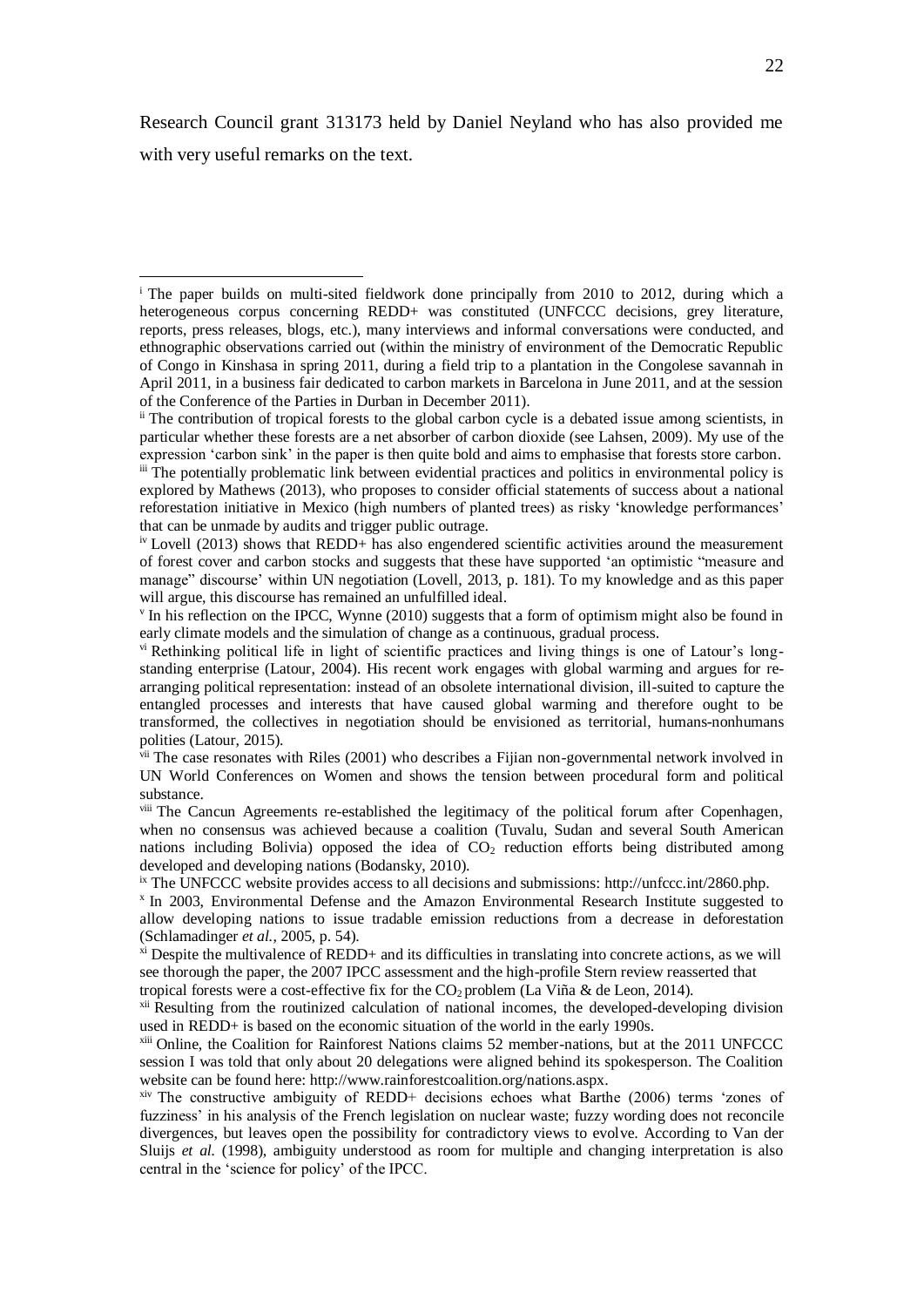Research Council grant 313173 held by Daniel Neyland who has also provided me with very useful remarks on the text.

---

[i] The paper builds on multi-sited fieldwork done principally from 2010 to 2012, during which a heterogeneous corpus concerning REDD+ was constituted (UNFCCC decisions, grey literature, reports, press releases, blogs, etc.), many interviews and informal conversations were conducted, and ethnographic observations carried out (within the ministry of environment of the Democratic Republic of Congo in Kinshasa in spring 2011, during a field trip to a plantation in the Congolese savannah in April 2011, in a business fair dedicated to carbon markets in Barcelona in June 2011, and at the session of the Conference of the Parties in Durban in December 2011).

[ii] The contribution of tropical forests to the global carbon cycle is a debated issue among scientists, in particular whether these forests are a net absorber of carbon dioxide (see Lahsen, 2009). My use of the expression 'carbon sink' in the paper is then quite bold and aims to emphasise that forests store carbon.

[iii] The potentially problematic link between evidential practices and politics in environmental policy is explored by Mathews (2013), who proposes to consider official statements of success about a national reforestation initiative in Mexico (high numbers of planted trees) as risky 'knowledge performances' that can be unmade by audits and trigger public outrage.

[iv] Lovell (2013) shows that REDD+ has also engendered scientific activities around the measurement of forest cover and carbon stocks and suggests that these have supported 'an optimistic "measure and manage" discourse' within UN negotiation (Lovell, 2013, p. 181). To my knowledge and as this paper will argue, this discourse has remained an unfulfilled ideal.

[v] In his reflection on the IPCC, Wynne (2010) suggests that a form of optimism might also be found in early climate models and the simulation of change as a continuous, gradual process.

[vi] Rethinking political life in light of scientific practices and living things is one of Latour's long-standing enterprise (Latour, 2004). His recent work engages with global warming and argues for re-arranging political representation: instead of an obsolete international division, ill-suited to capture the entangled processes and interests that have caused global warming and therefore ought to be transformed, the collectives in negotiation should be envisioned as territorial, humans-nonhumans polities (Latour, 2015).

[vii] The case resonates with Riles (2001) who describes a Fijian non-governmental network involved in UN World Conferences on Women and shows the tension between procedural form and political substance.

[viii] The Cancun Agreements re-established the legitimacy of the political forum after Copenhagen, when no consensus was achieved because a coalition (Tuvalu, Sudan and several South American nations including Bolivia) opposed the idea of $CO_2$ reduction efforts being distributed among developed and developing nations (Bodansky, 2010).

[ix] The UNFCCC website provides access to all decisions and submissions: http://unfccc.int/2860.php.

[x] In 2003, Environmental Defense and the Amazon Environmental Research Institute suggested to allow developing nations to issue tradable emission reductions from a decrease in deforestation (Schlamadinger *et al.*, 2005, p. 54).

[xi] Despite the multivalence of REDD+ and its difficulties in translating into concrete actions, as we will see thorough the paper, the 2007 IPCC assessment and the high-profile Stern review reasserted that tropical forests were a cost-effective fix for the $CO_2$ problem (La Viña & de Leon, 2014).

[xii] Resulting from the routinized calculation of national incomes, the developed-developing division used in REDD+ is based on the economic situation of the world in the early 1990s.

[xiii] Online, the Coalition for Rainforest Nations claims 52 member-nations, but at the 2011 UNFCCC session I was told that only about 20 delegations were aligned behind its spokesperson. The Coalition website can be found here: http://www.rainforestcoalition.org/nations.aspx.

[xiv] The constructive ambiguity of REDD+ decisions echoes what Barthe (2006) terms 'zones of fuzziness' in his analysis of the French legislation on nuclear waste; fuzzy wording does not reconcile divergences, but leaves open the possibility for contradictory views to evolve. According to Van der Sluijs *et al.* (1998), ambiguity understood as room for multiple and changing interpretation is also central in the 'science for policy' of the IPCC.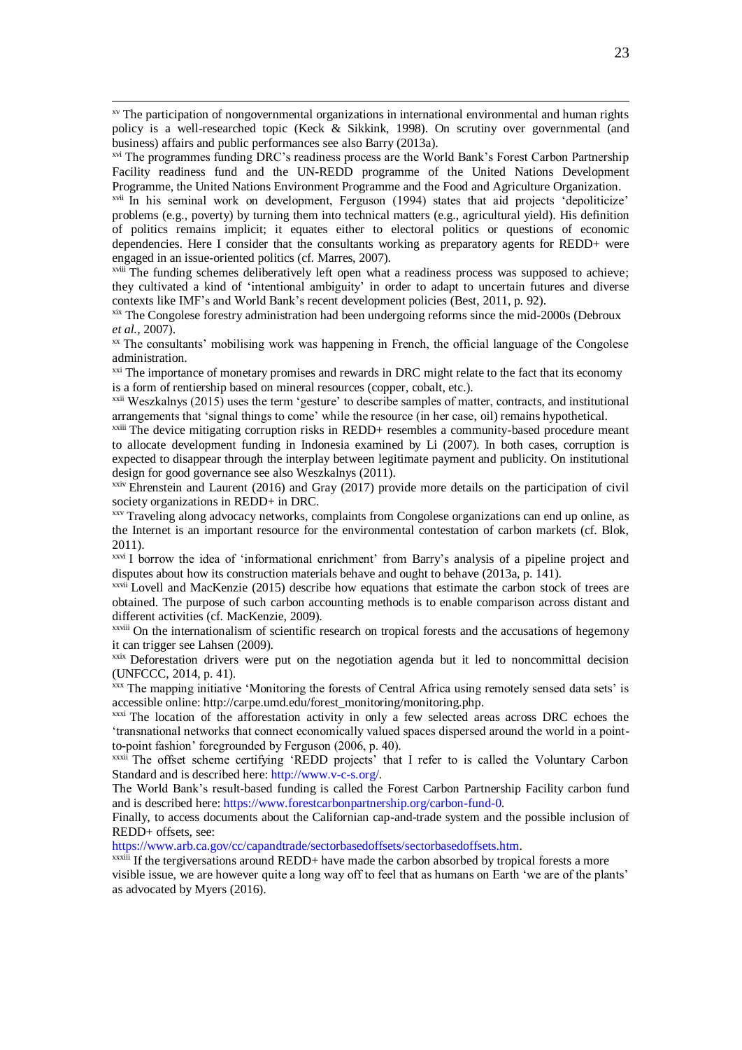[xv] The participation of nongovernmental organizations in international environmental and human rights policy is a well-researched topic (Keck & Sikkink, 1998). On scrutiny over governmental (and business) affairs and public performances see also Barry (2013a).

[xvi] The programmes funding DRC's readiness process are the World Bank's Forest Carbon Partnership Facility readiness fund and the UN-REDD programme of the United Nations Development Programme, the United Nations Environment Programme and the Food and Agriculture Organization.

[xvii] In his seminal work on development, Ferguson (1994) states that aid projects 'depoliticize' problems (e.g., poverty) by turning them into technical matters (e.g., agricultural yield). His definition of politics remains implicit; it equates either to electoral politics or questions of economic dependencies. Here I consider that the consultants working as preparatory agents for REDD+ were engaged in an issue-oriented politics (cf. Marres, 2007).

[xviii] The funding schemes deliberatively left open what a readiness process was supposed to achieve; they cultivated a kind of 'intentional ambiguity' in order to adapt to uncertain futures and diverse contexts like IMF's and World Bank's recent development policies (Best, 2011, p. 92).

[xix] The Congolese forestry administration had been undergoing reforms since the mid-2000s (Debroux *et al.*, 2007).

[xx] The consultants' mobilising work was happening in French, the official language of the Congolese administration.

[xxi] The importance of monetary promises and rewards in DRC might relate to the fact that its economy is a form of rentiership based on mineral resources (copper, cobalt, etc.).

[xxii] Weszkalnys (2015) uses the term 'gesture' to describe samples of matter, contracts, and institutional arrangements that 'signal things to come' while the resource (in her case, oil) remains hypothetical.

[xxiii] The device mitigating corruption risks in REDD+ resembles a community-based procedure meant to allocate development funding in Indonesia examined by Li (2007). In both cases, corruption is expected to disappear through the interplay between legitimate payment and publicity. On institutional design for good governance see also Weszkalnys (2011).

[xxiv] Ehrenstein and Laurent (2016) and Gray (2017) provide more details on the participation of civil society organizations in REDD+ in DRC.

[xxv] Traveling along advocacy networks, complaints from Congolese organizations can end up online, as the Internet is an important resource for the environmental contestation of carbon markets (cf. Blok, 2011).

[xxvi] I borrow the idea of 'informational enrichment' from Barry's analysis of a pipeline project and disputes about how its construction materials behave and ought to behave (2013a, p. 141).

[xxvii] Lovell and MacKenzie (2015) describe how equations that estimate the carbon stock of trees are obtained. The purpose of such carbon accounting methods is to enable comparison across distant and different activities (cf. MacKenzie, 2009).

[xxviii] On the internationalism of scientific research on tropical forests and the accusations of hegemony it can trigger see Lahsen (2009).

[xxix] Deforestation drivers were put on the negotiation agenda but it led to noncommittal decision (UNFCCC, 2014, p. 41).

[xxx] The mapping initiative 'Monitoring the forests of Central Africa using remotely sensed data sets' is accessible online: http://carpe.umd.edu/forest_monitoring/monitoring.php.

[xxxi] The location of the afforestation activity in only a few selected areas across DRC echoes the 'transnational networks that connect economically valued spaces dispersed around the world in a point-to-point fashion' foregrounded by Ferguson (2006, p. 40).

[xxxii] The offset scheme certifying 'REDD projects' that I refer to is called the Voluntary Carbon Standard and is described here: http://www.v-c-s.org/.

The World Bank's result-based funding is called the Forest Carbon Partnership Facility carbon fund and is described here: https://www.forestcarbonpartnership.org/carbon-fund-0.

Finally, to access documents about the Californian cap-and-trade system and the possible inclusion of REDD+ offsets, see:

https://www.arb.ca.gov/cc/capandtrade/sectorbasedoffsets/sectorbasedoffsets.htm.

[xxxiii] If the tergiversations around REDD+ have made the carbon absorbed by tropical forests a more visible issue, we are however quite a long way off to feel that as humans on Earth 'we are of the plants' as advocated by Myers (2016).